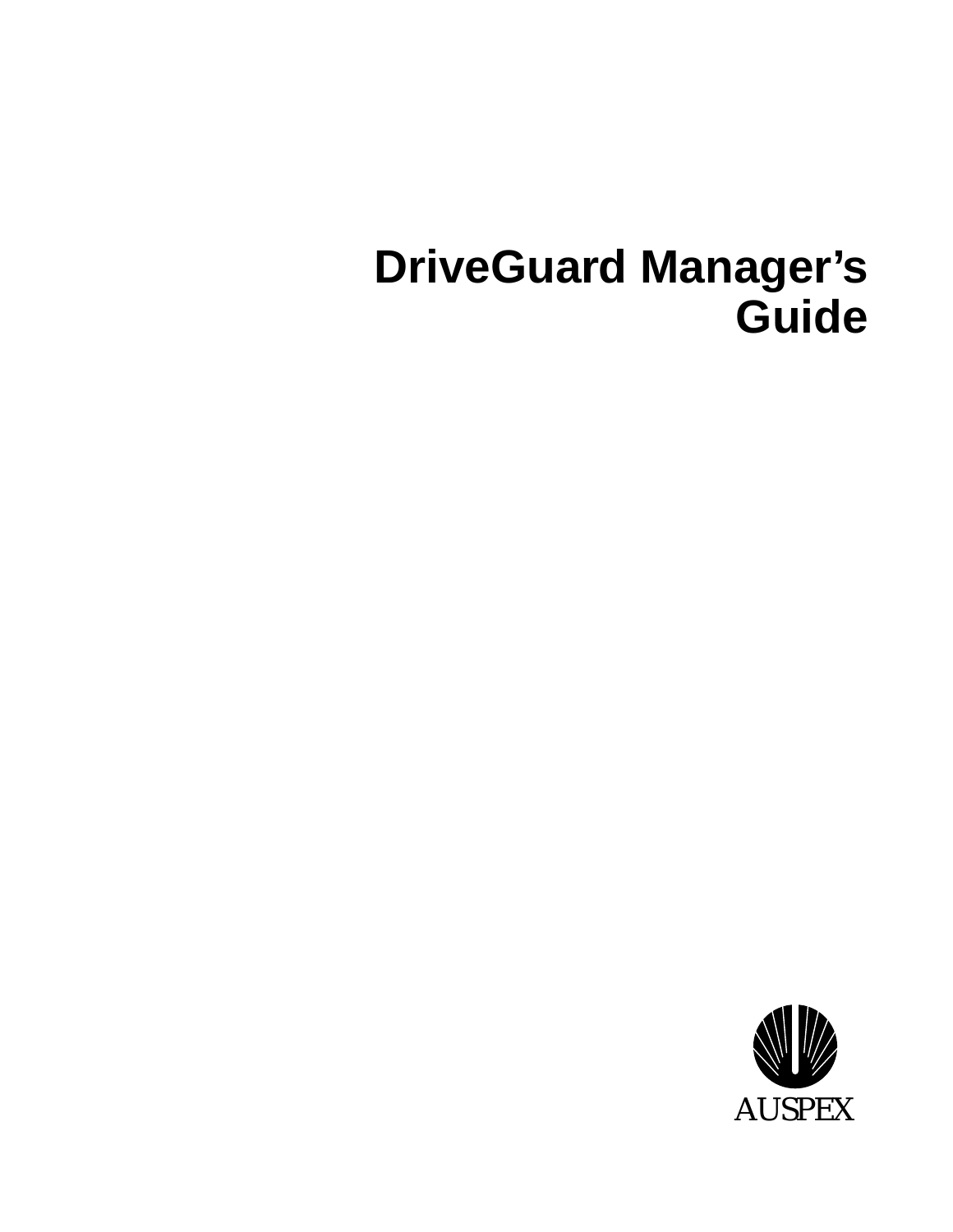# DriveGuard Manager's Guide

AUSPEX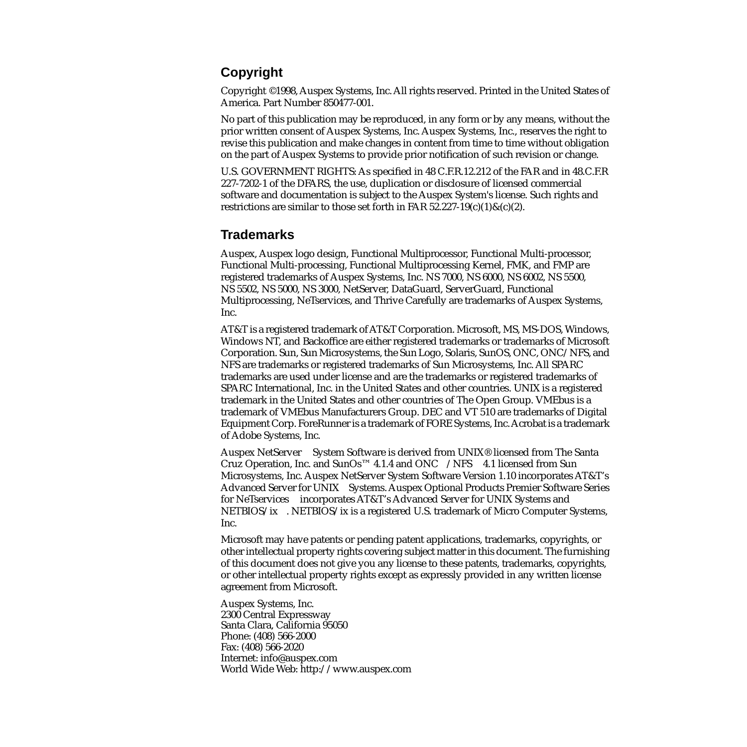## Copyright

Copyright ©1998, Auspex Systems, Inc. All rights reserved. Printed in the United States of America. Part Number 850477-001.

No part of this publication may be reproduced, in any form or by any means, without the prior written consent of Auspex Systems, Inc. Auspex Systems, Inc., reserves the right to revise this publication and make changes in content from time to time without obligation on the part of Auspex Systems to provide prior notification of such revision or change.

U.S. GOVERNMENT RIGHTS: As specified in 48 C.F.R.12.212 of the FAR and in 48.C.F.R 227-7202-1 of the DFARS, the use, duplication or disclosure of licensed commercial software and documentation is subject to the Auspex System's license. Such rights and restrictions are similar to those set forth in FAR 52.227-19(c)(1)&(c)(2).

## Trademarks

Auspex, Auspex logo design, Functional Multiprocessor, Functional Multi-processor, Functional Multi-processing, Functional Multiprocessing Kernel, FMK, and FMP are registered trademarks of Auspex Systems, Inc. NS 7000, NS 6000, NS 6002, NS 5500, NS 5502, NS 5000, NS 3000, NetServer, DataGuard, ServerGuard, Functional Multiprocessing, NeTservices, and Thrive Carefully are trademarks of Auspex Systems, Inc.

AT&T is a registered trademark of AT&T Corporation. Microsoft, MS, MS-DOS, Windows, Windows NT, and Backoffice are either registered trademarks or trademarks of Microsoft Corporation. Sun, Sun Microsystems, the Sun Logo, Solaris, SunOS, ONC, ONC/NFS, and NFS are trademarks or registered trademarks of Sun Microsystems, Inc. All SPARC trademarks are used under license and are the trademarks or registered trademarks of SPARC International, Inc. in the United States and other countries. UNIX is a registered trademark in the United States and other countries of The Open Group. VMEbus is a trademark of VMEbus Manufacturers Group. DEC and VT 510 are trademarks of Digital Equipment Corp. ForeRunner is a trademark of FORE Systems, Inc. Acrobat is a trademark of Adobe Systems, Inc.

Auspex NetServer System Software is derived from UNIX® licensed from The Santa Cruz Operation, Inc. and SunOs™ 4.1.4 and ONC /NFS 4.1 licensed from Sun Microsystems, Inc. Auspex NetServer System Software Version 1.10 incorporates AT&T's Advanced Server for UNIX Systems. Auspex Optional Products Premier Software Series for NeTservices incorporates AT&T's Advanced Server for UNIX Systems and NETBIOS/ix . NETBIOS/ix is a registered U.S. trademark of Micro Computer Systems, Inc.

Microsoft may have patents or pending patent applications, trademarks, copyrights, or other intellectual property rights covering subject matter in this document. The furnishing of this document does not give you any license to these patents, trademarks, copyrights, or other intellectual property rights except as expressly provided in any written license agreement from Microsoft.

Auspex Systems, Inc.
2300 Central Expressway
Santa Clara, California 95050
Phone: (408) 566-2000
Fax: (408) 566-2020
Internet: info@auspex.com
World Wide Web: http://www.auspex.com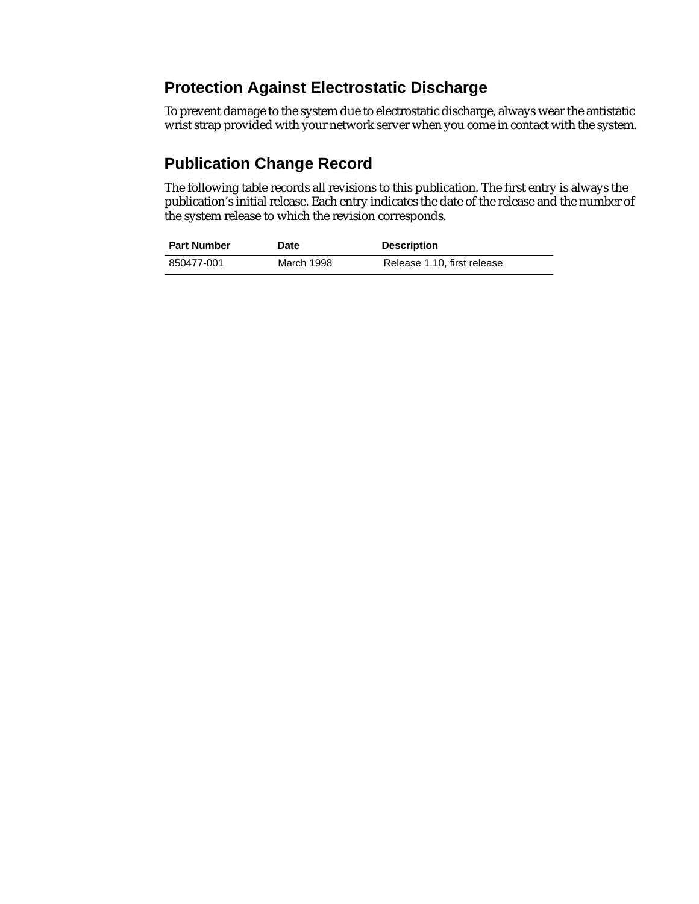## Protection Against Electrostatic Discharge

To prevent damage to the system due to electrostatic discharge, always wear the antistatic wrist strap provided with your network server when you come in contact with the system.

## Publication Change Record

The following table records all revisions to this publication. The first entry is always the publication's initial release. Each entry indicates the date of the release and the number of the system release to which the revision corresponds.

| Part Number | Date | Description |
|---|---|---|
| 850477-001 | March 1998 | Release 1.10, first release |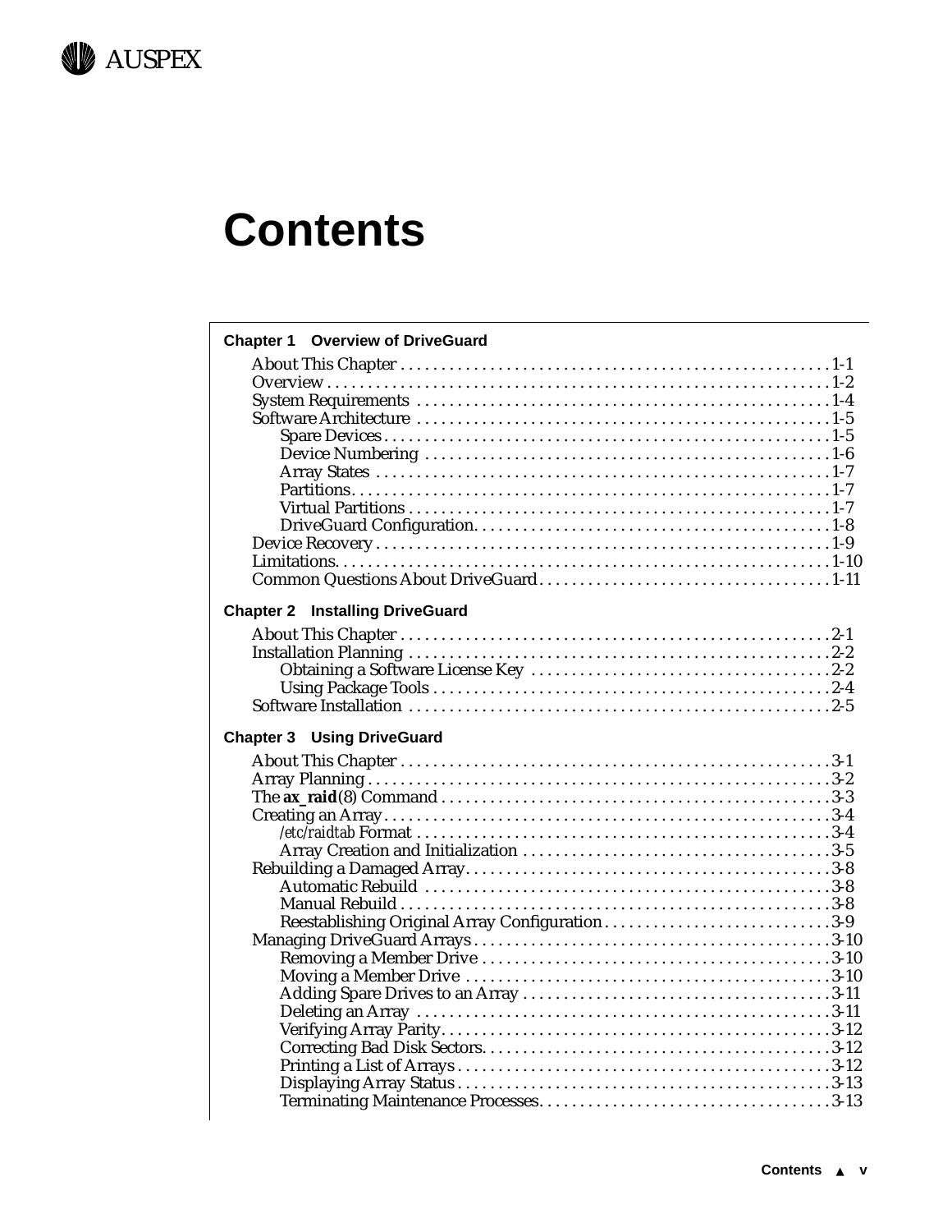# Contents

**Chapter 1 Overview of DriveGuard**

- About This Chapter . . . . . 1-1
- Overview . . . . . 1-2
- System Requirements . . . . . 1-4
- Software Architecture . . . . . 1-5
  - Spare Devices . . . . . 1-5
  - Device Numbering . . . . . 1-6
  - Array States . . . . . 1-7
  - Partitions . . . . . 1-7
  - Virtual Partitions . . . . . 1-7
  - DriveGuard Configuration . . . . . 1-8
- Device Recovery . . . . . 1-9
- Limitations . . . . . 1-10
- Common Questions About DriveGuard . . . . . 1-11

**Chapter 2 Installing DriveGuard**

- About This Chapter . . . . . 2-1
- Installation Planning . . . . . 2-2
  - Obtaining a Software License Key . . . . . 2-2
  - Using Package Tools . . . . . 2-4
- Software Installation . . . . . 2-5

**Chapter 3 Using DriveGuard**

- About This Chapter . . . . . 3-1
- Array Planning . . . . . 3-2
- The **ax_raid**(8) Command . . . . . 3-3
- Creating an Array . . . . . 3-4
  - */etc/raidtab* Format . . . . . 3-4
  - Array Creation and Initialization . . . . . 3-5
- Rebuilding a Damaged Array . . . . . 3-8
  - Automatic Rebuild . . . . . 3-8
  - Manual Rebuild . . . . . 3-8
  - Reestablishing Original Array Configuration . . . . . 3-9
- Managing DriveGuard Arrays . . . . . 3-10
  - Removing a Member Drive . . . . . 3-10
  - Moving a Member Drive . . . . . 3-10
  - Adding Spare Drives to an Array . . . . . 3-11
  - Deleting an Array . . . . . 3-11
  - Verifying Array Parity . . . . . 3-12
  - Correcting Bad Disk Sectors . . . . . 3-12
  - Printing a List of Arrays . . . . . 3-12
  - Displaying Array Status . . . . . 3-13
  - Terminating Maintenance Processes . . . . . 3-13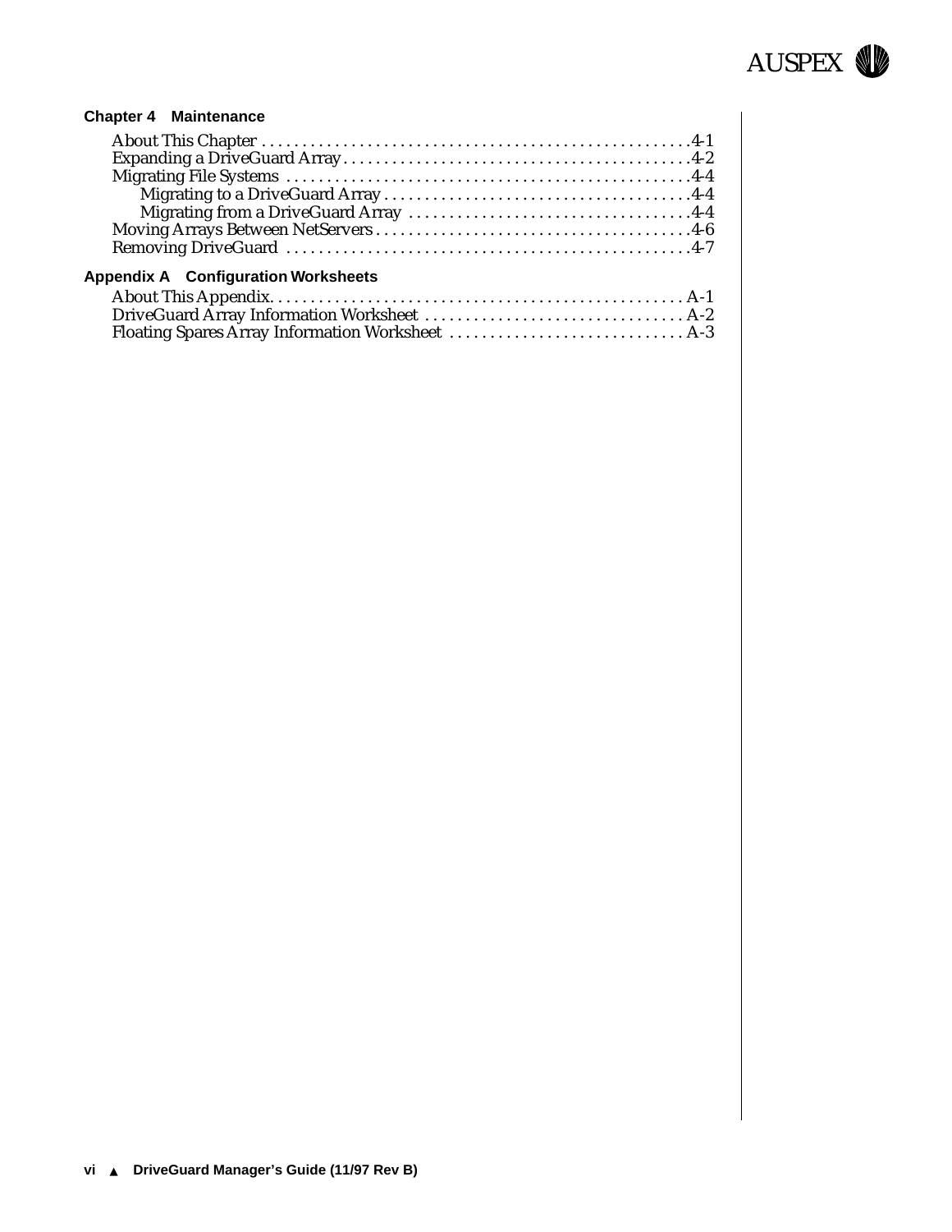**Chapter 4 Maintenance**

About This Chapter . . . . . . . . . . . . . . . . . . . . . . . . . . . . . . . . . . . . . . . . . . . . . . . . . . . . .4-1
Expanding a DriveGuard Array . . . . . . . . . . . . . . . . . . . . . . . . . . . . . . . . . . . . . . . . . . . .4-2
Migrating File Systems . . . . . . . . . . . . . . . . . . . . . . . . . . . . . . . . . . . . . . . . . . . . . . . . . . .4-4
  Migrating to a DriveGuard Array . . . . . . . . . . . . . . . . . . . . . . . . . . . . . . . . . . . . . . .4-4
  Migrating from a DriveGuard Array . . . . . . . . . . . . . . . . . . . . . . . . . . . . . . . . . . . .4-4
Moving Arrays Between NetServers . . . . . . . . . . . . . . . . . . . . . . . . . . . . . . . . . . . . . . . .4-6
Removing DriveGuard . . . . . . . . . . . . . . . . . . . . . . . . . . . . . . . . . . . . . . . . . . . . . . . . . . .4-7

**Appendix A Configuration Worksheets**

About This Appendix. . . . . . . . . . . . . . . . . . . . . . . . . . . . . . . . . . . . . . . . . . . . . . . . . . . . A-1
DriveGuard Array Information Worksheet . . . . . . . . . . . . . . . . . . . . . . . . . . . . . . . . . A-2
Floating Spares Array Information Worksheet . . . . . . . . . . . . . . . . . . . . . . . . . . . . . . A-3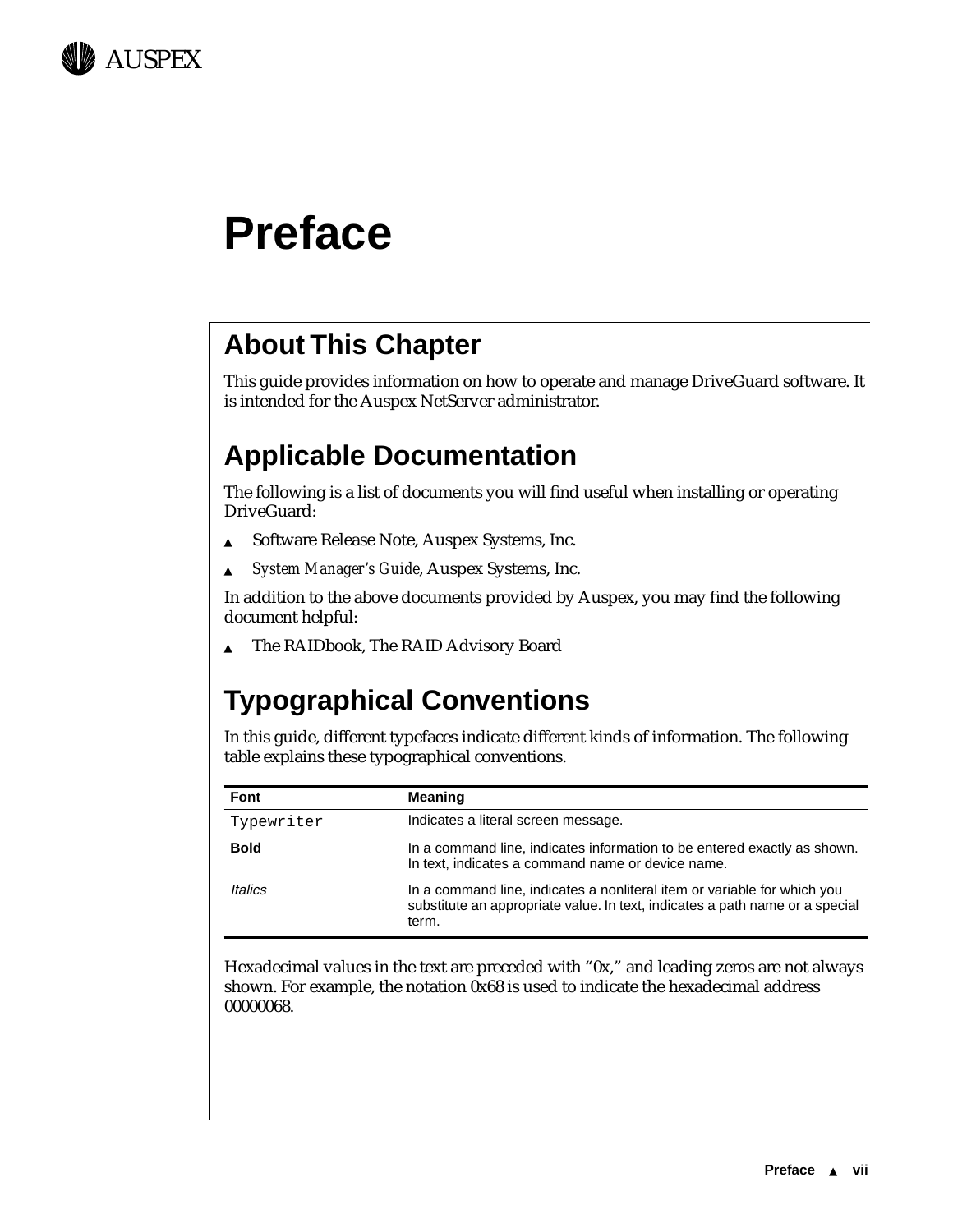# Preface

## About This Chapter

This guide provides information on how to operate and manage DriveGuard software. It is intended for the Auspex NetServer administrator.

## Applicable Documentation

The following is a list of documents you will find useful when installing or operating DriveGuard:

- Software Release Note, Auspex Systems, Inc.
- *System Manager's Guide*, Auspex Systems, Inc.

In addition to the above documents provided by Auspex, you may find the following document helpful:

- The RAIDbook, The RAID Advisory Board

## Typographical Conventions

In this guide, different typefaces indicate different kinds of information. The following table explains these typographical conventions.

| Font | Meaning |
|---|---|
| `Typewriter` | Indicates a literal screen message. |
| **Bold** | In a command line, indicates information to be entered exactly as shown. In text, indicates a command name or device name. |
| *Italics* | In a command line, indicates a nonliteral item or variable for which you substitute an appropriate value. In text, indicates a path name or a special term. |

Hexadecimal values in the text are preceded with "0x," and leading zeros are not always shown. For example, the notation 0x68 is used to indicate the hexadecimal address 00000068.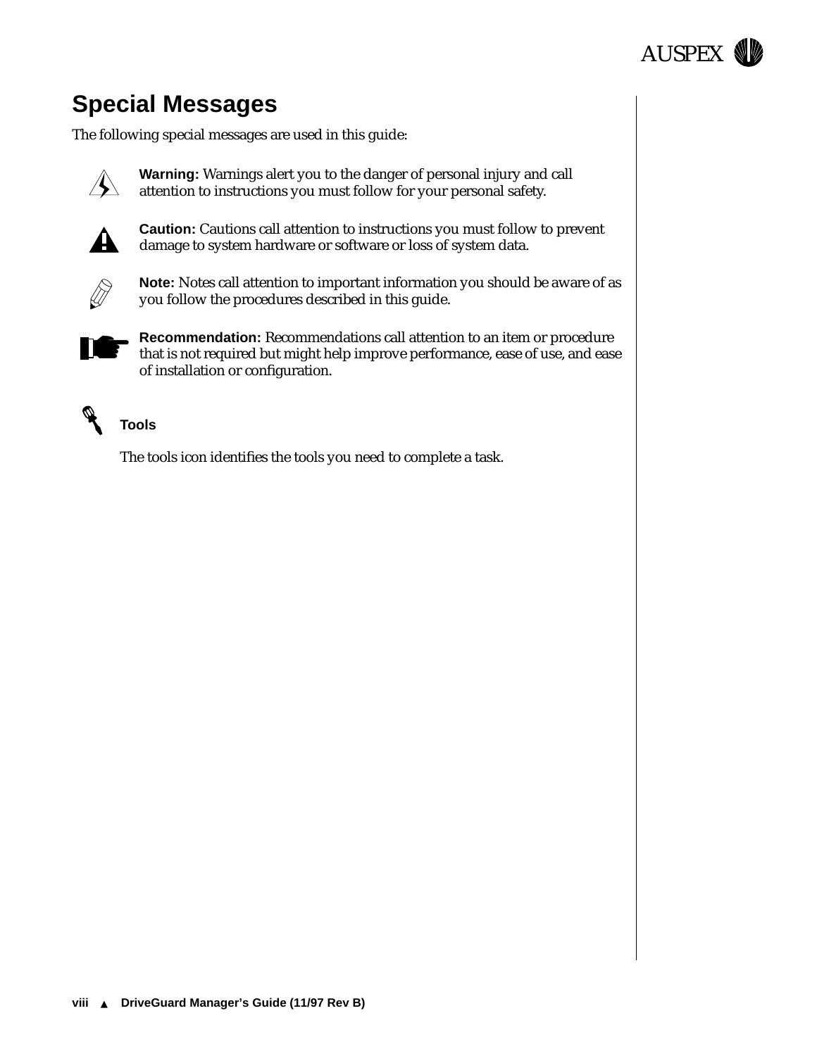## Special Messages

The following special messages are used in this guide:

**Warning:** Warnings alert you to the danger of personal injury and call attention to instructions you must follow for your personal safety.

**Caution:** Cautions call attention to instructions you must follow to prevent damage to system hardware or software or loss of system data.

**Note:** Notes call attention to important information you should be aware of as you follow the procedures described in this guide.

**Recommendation:** Recommendations call attention to an item or procedure that is not required but might help improve performance, ease of use, and ease of installation or configuration.

**Tools**

The tools icon identifies the tools you need to complete a task.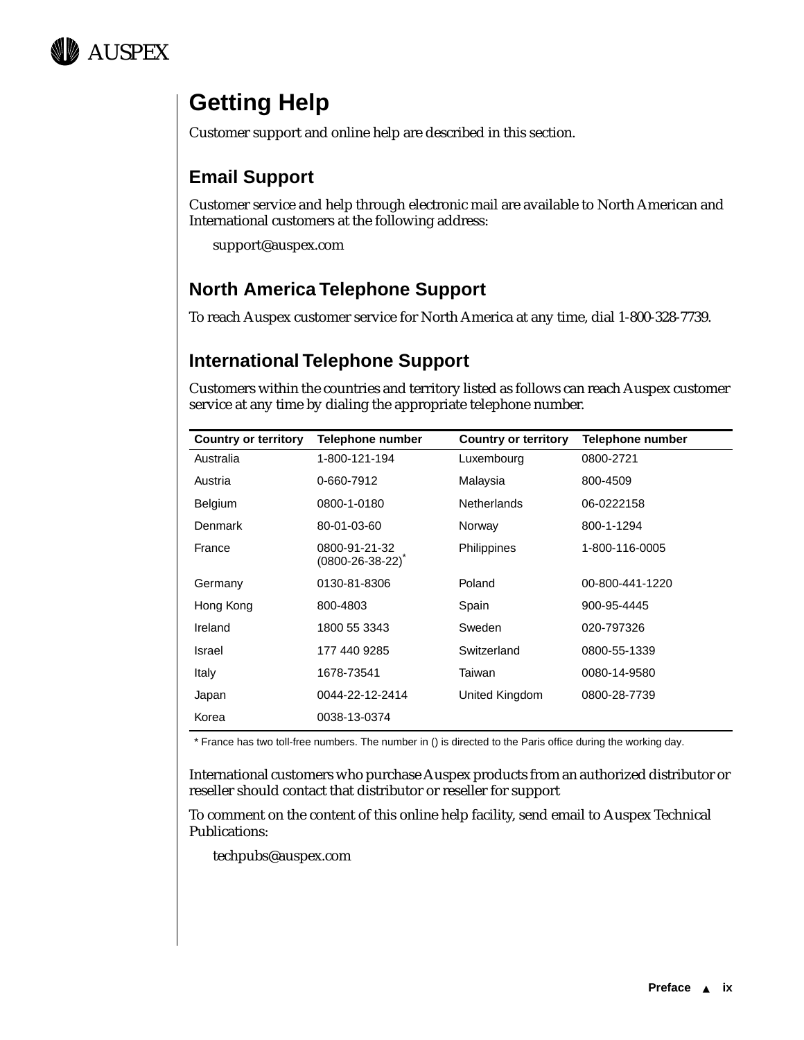# Getting Help

Customer support and online help are described in this section.

## Email Support

Customer service and help through electronic mail are available to North American and International customers at the following address:

support@auspex.com

## North America Telephone Support

To reach Auspex customer service for North America at any time, dial 1-800-328-7739.

## International Telephone Support

Customers within the countries and territory listed as follows can reach Auspex customer service at any time by dialing the appropriate telephone number.

| Country or territory | Telephone number | Country or territory | Telephone number |
|---|---|---|---|
| Australia | 1-800-121-194 | Luxembourg | 0800-2721 |
| Austria | 0-660-7912 | Malaysia | 800-4509 |
| Belgium | 0800-1-0180 | Netherlands | 06-0222158 |
| Denmark | 80-01-03-60 | Norway | 800-1-1294 |
| France | 0800-91-21-32 (0800-26-38-22)* | Philippines | 1-800-116-0005 |
| Germany | 0130-81-8306 | Poland | 00-800-441-1220 |
| Hong Kong | 800-4803 | Spain | 900-95-4445 |
| Ireland | 1800 55 3343 | Sweden | 020-797326 |
| Israel | 177 440 9285 | Switzerland | 0800-55-1339 |
| Italy | 1678-73541 | Taiwan | 0080-14-9580 |
| Japan | 0044-22-12-2414 | United Kingdom | 0800-28-7739 |
| Korea | 0038-13-0374 | | |

* France has two toll-free numbers. The number in () is directed to the Paris office during the working day.

International customers who purchase Auspex products from an authorized distributor or reseller should contact that distributor or reseller for support

To comment on the content of this online help facility, send email to Auspex Technical Publications:

techpubs@auspex.com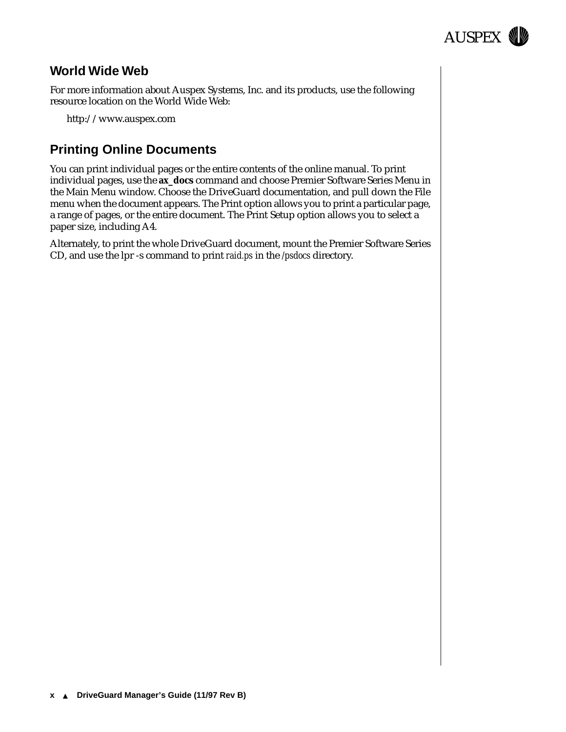## World Wide Web

For more information about Auspex Systems, Inc. and its products, use the following resource location on the World Wide Web:

http://www.auspex.com

## Printing Online Documents

You can print individual pages or the entire contents of the online manual. To print individual pages, use the **ax_docs** command and choose Premier Software Series Menu in the Main Menu window. Choose the DriveGuard documentation, and pull down the File menu when the document appears. The Print option allows you to print a particular page, a range of pages, or the entire document. The Print Setup option allows you to select a paper size, including A4.

Alternately, to print the whole DriveGuard document, mount the Premier Software Series CD, and use the lpr -s command to print *raid.ps* in the */psdocs* directory.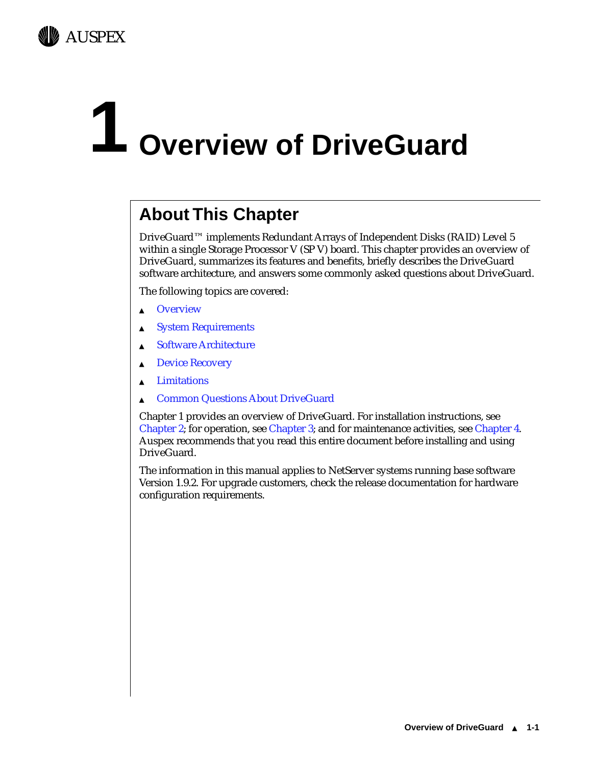# 1 Overview of DriveGuard

## About This Chapter

DriveGuard™ implements Redundant Arrays of Independent Disks (RAID) Level 5 within a single Storage Processor V (SP V) board. This chapter provides an overview of DriveGuard, summarizes its features and benefits, briefly describes the DriveGuard software architecture, and answers some commonly asked questions about DriveGuard.

The following topics are covered:

- Overview
- System Requirements
- Software Architecture
- Device Recovery
- Limitations
- Common Questions About DriveGuard

Chapter 1 provides an overview of DriveGuard. For installation instructions, see Chapter 2; for operation, see Chapter 3; and for maintenance activities, see Chapter 4. Auspex recommends that you read this entire document before installing and using DriveGuard.

The information in this manual applies to NetServer systems running base software Version 1.9.2. For upgrade customers, check the release documentation for hardware configuration requirements.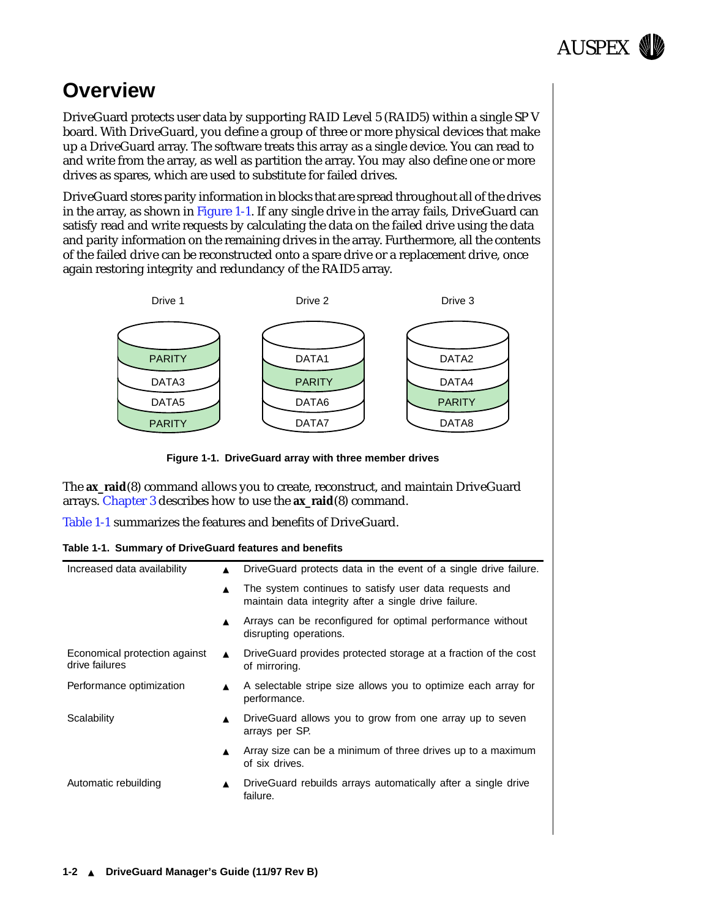# Overview

DriveGuard protects user data by supporting RAID Level 5 (RAID5) within a single SP V board. With DriveGuard, you define a group of three or more physical devices that make up a DriveGuard array. The software treats this array as a single device. You can read to and write from the array, as well as partition the array. You may also define one or more drives as spares, which are used to substitute for failed drives.

DriveGuard stores parity information in blocks that are spread throughout all of the drives in the array, as shown in Figure 1-1. If any single drive in the array fails, DriveGuard can satisfy read and write requests by calculating the data on the failed drive using the data and parity information on the remaining drives in the array. Furthermore, all the contents of the failed drive can be reconstructed onto a spare drive or a replacement drive, once again restoring integrity and redundancy of the RAID5 array.

| Drive 1 | Drive 2 | Drive 3 |
|---|---|---|
| PARITY | DATA1 | DATA2 |
| DATA3 | PARITY | DATA4 |
| DATA5 | DATA6 | PARITY |
| PARITY | DATA7 | DATA8 |

**Figure 1-1. DriveGuard array with three member drives**

The **ax_raid**(8) command allows you to create, reconstruct, and maintain DriveGuard arrays. Chapter 3 describes how to use the **ax_raid**(8) command.

Table 1-1 summarizes the features and benefits of DriveGuard.

**Table 1-1. Summary of DriveGuard features and benefits**

| Feature | Benefit |
|---|---|
| Increased data availability | ▲ DriveGuard protects data in the event of a single drive failure. |
| | ▲ The system continues to satisfy user data requests and maintain data integrity after a single drive failure. |
| | ▲ Arrays can be reconfigured for optimal performance without disrupting operations. |
| Economical protection against drive failures | ▲ DriveGuard provides protected storage at a fraction of the cost of mirroring. |
| Performance optimization | ▲ A selectable stripe size allows you to optimize each array for performance. |
| Scalability | ▲ DriveGuard allows you to grow from one array up to seven arrays per SP. |
| | ▲ Array size can be a minimum of three drives up to a maximum of six drives. |
| Automatic rebuilding | ▲ DriveGuard rebuilds arrays automatically after a single drive failure. |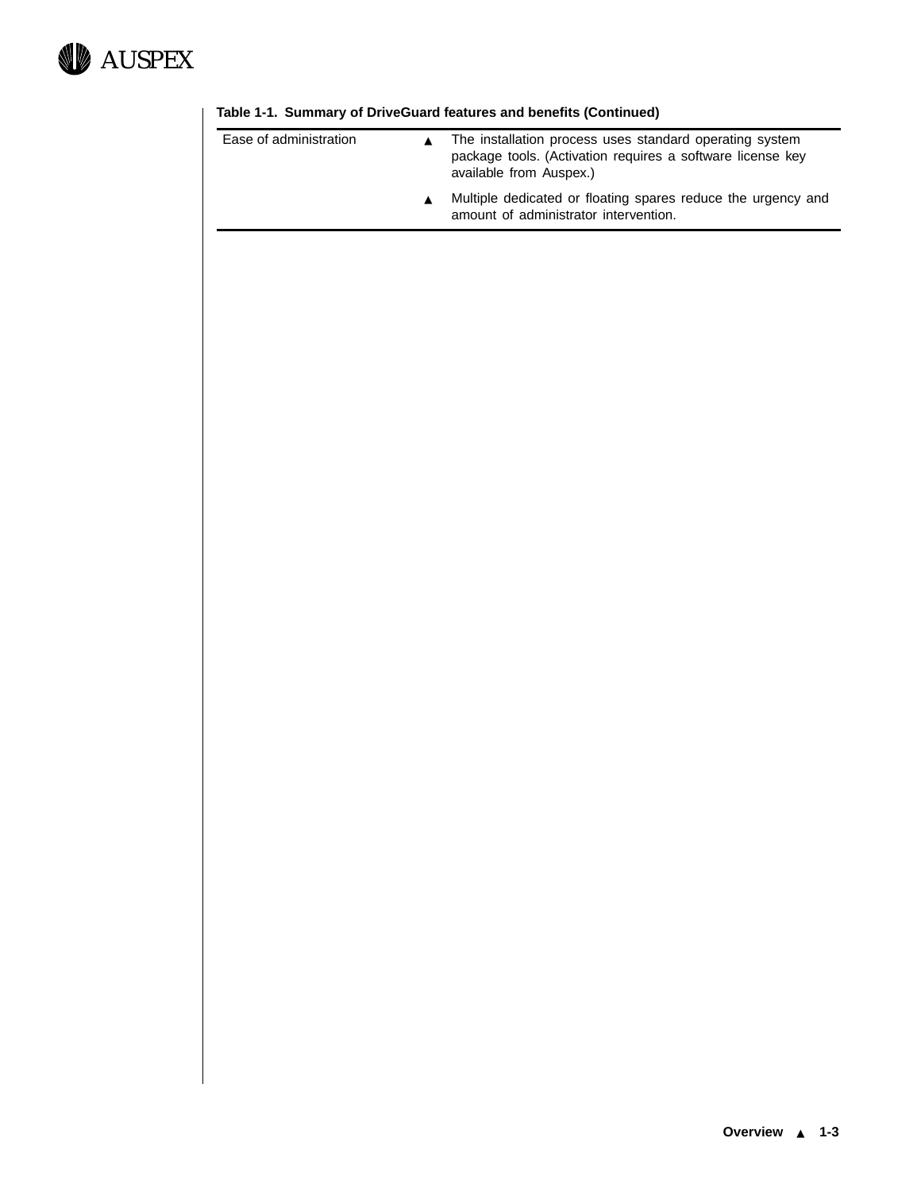**Table 1-1. Summary of DriveGuard features and benefits (Continued)**

| | |
|---|---|
| Ease of administration | ▲ The installation process uses standard operating system package tools. (Activation requires a software license key available from Auspex.)<br>▲ Multiple dedicated or floating spares reduce the urgency and amount of administrator intervention. |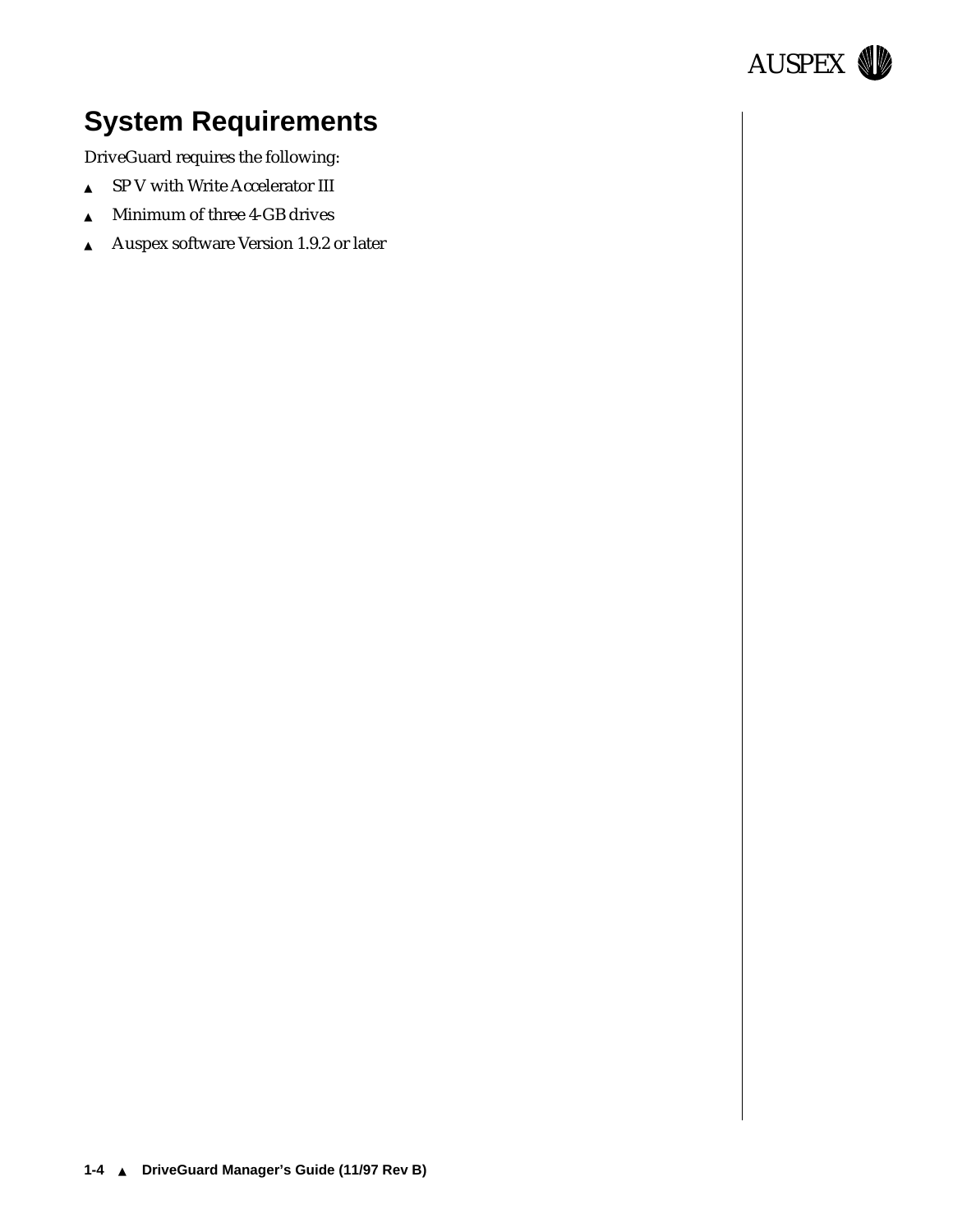## System Requirements

DriveGuard requires the following:

- SP V with Write Accelerator III
- Minimum of three 4-GB drives
- Auspex software Version 1.9.2 or later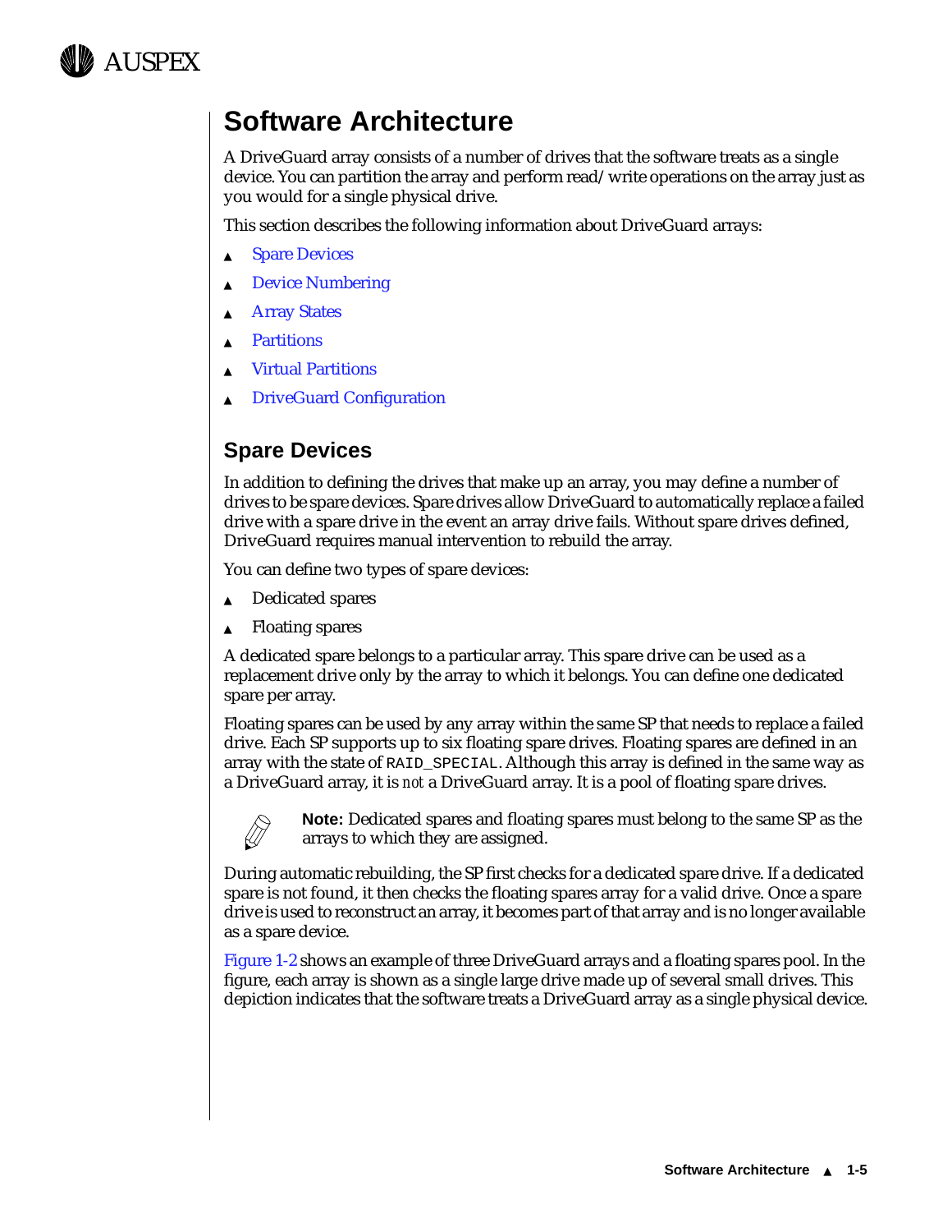// Software Architecture

A DriveGuard array consists of a number of drives that the software treats as a single device. You can partition the array and perform read/write operations on the array just as you would for a single physical drive.

This section describes the following information about DriveGuard arrays:

- Spare Devices
- Device Numbering
- Array States
- Partitions
- Virtual Partitions
- DriveGuard Configuration

## Spare Devices

In addition to defining the drives that make up an array, you may define a number of drives to be spare devices. Spare drives allow DriveGuard to automatically replace a failed drive with a spare drive in the event an array drive fails. Without spare drives defined, DriveGuard requires manual intervention to rebuild the array.

You can define two types of spare devices:

- Dedicated spares
- Floating spares

A dedicated spare belongs to a particular array. This spare drive can be used as a replacement drive only by the array to which it belongs. You can define one dedicated spare per array.

Floating spares can be used by any array within the same SP that needs to replace a failed drive. Each SP supports up to six floating spare drives. Floating spares are defined in an array with the state of `RAID_SPECIAL`. Although this array is defined in the same way as a DriveGuard array, it is *not* a DriveGuard array. It is a pool of floating spare drives.

**Note:** Dedicated spares and floating spares must belong to the same SP as the arrays to which they are assigned.

During automatic rebuilding, the SP first checks for a dedicated spare drive. If a dedicated spare is not found, it then checks the floating spares array for a valid drive. Once a spare drive is used to reconstruct an array, it becomes part of that array and is no longer available as a spare device.

Figure 1-2 shows an example of three DriveGuard arrays and a floating spares pool. In the figure, each array is shown as a single large drive made up of several small drives. This depiction indicates that the software treats a DriveGuard array as a single physical device.

# Software Architecture

A DriveGuard array consists of a number of drives that the software treats as a single device. You can partition the array and perform read/write operations on the array just as you would for a single physical drive.

This section describes the following information about DriveGuard arrays:

- Spare Devices
- Device Numbering
- Array States
- Partitions
- Virtual Partitions
- DriveGuard Configuration

## Spare Devices

In addition to defining the drives that make up an array, you may define a number of drives to be spare devices. Spare drives allow DriveGuard to automatically replace a failed drive with a spare drive in the event an array drive fails. Without spare drives defined, DriveGuard requires manual intervention to rebuild the array.

You can define two types of spare devices:

- Dedicated spares
- Floating spares

A dedicated spare belongs to a particular array. This spare drive can be used as a replacement drive only by the array to which it belongs. You can define one dedicated spare per array.

Floating spares can be used by any array within the same SP that needs to replace a failed drive. Each SP supports up to six floating spare drives. Floating spares are defined in an array with the state of `RAID_SPECIAL`. Although this array is defined in the same way as a DriveGuard array, it is *not* a DriveGuard array. It is a pool of floating spare drives.

**Note:** Dedicated spares and floating spares must belong to the same SP as the arrays to which they are assigned.

During automatic rebuilding, the SP first checks for a dedicated spare drive. If a dedicated spare is not found, it then checks the floating spares array for a valid drive. Once a spare drive is used to reconstruct an array, it becomes part of that array and is no longer available as a spare device.

Figure 1-2 shows an example of three DriveGuard arrays and a floating spares pool. In the figure, each array is shown as a single large drive made up of several small drives. This depiction indicates that the software treats a DriveGuard array as a single physical device.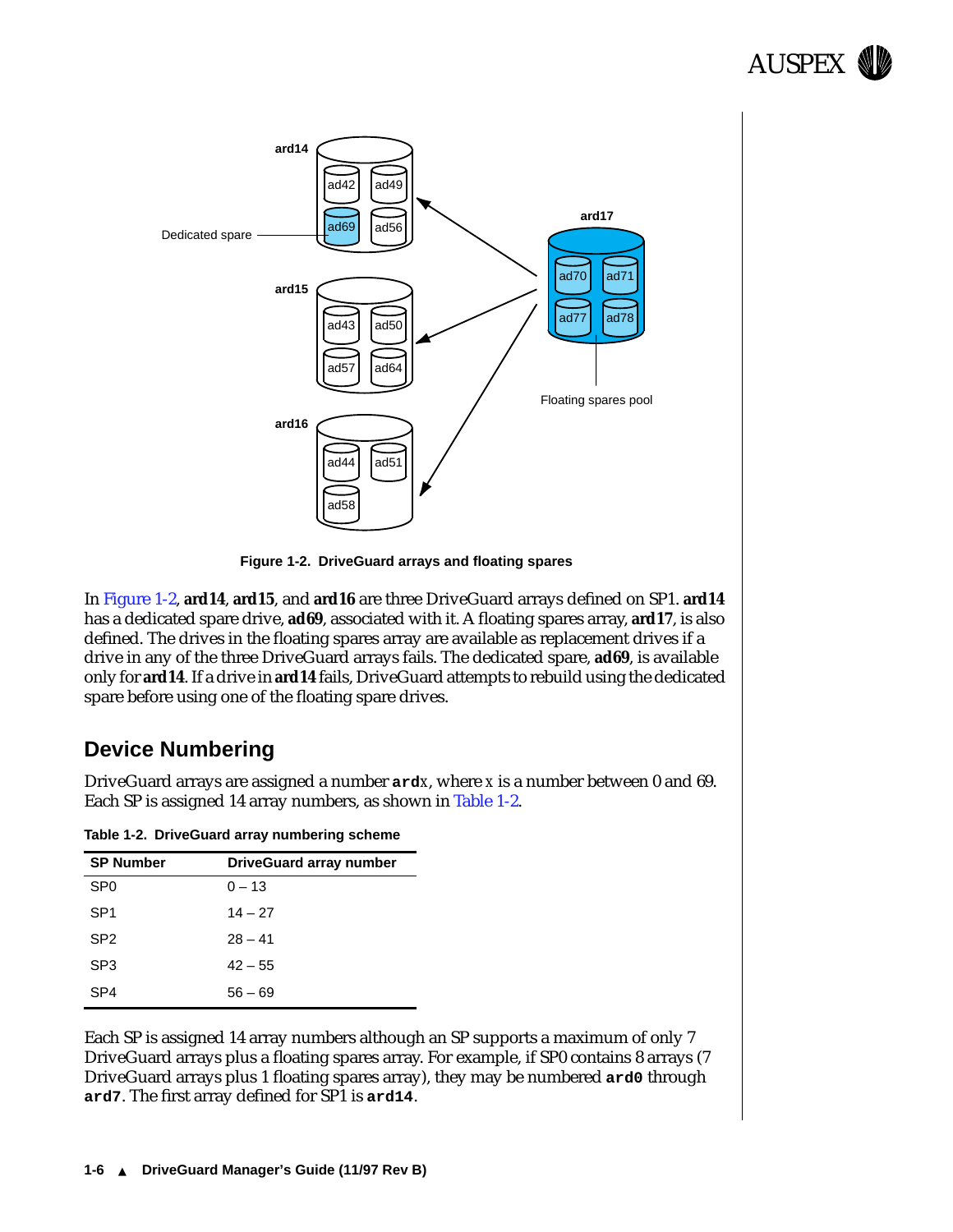Figure 1-2. DriveGuard arrays and floating spares

In Figure 1-2, **ard14**, **ard15**, and **ard16** are three DriveGuard arrays defined on SP1. **ard14** has a dedicated spare drive, **ad69**, associated with it. A floating spares array, **ard17**, is also defined. The drives in the floating spares array are available as replacement drives if a drive in any of the three DriveGuard arrays fails. The dedicated spare, **ad69**, is available only for **ard14**. If a drive in **ard14** fails, DriveGuard attempts to rebuild using the dedicated spare before using one of the floating spare drives.

## Device Numbering

DriveGuard arrays are assigned a number **ard***x*, where *x* is a number between 0 and 69. Each SP is assigned 14 array numbers, as shown in Table 1-2.

**Table 1-2. DriveGuard array numbering scheme**

| SP Number | DriveGuard array number |
|---|---|
| SP0 | 0 – 13 |
| SP1 | 14 – 27 |
| SP2 | 28 – 41 |
| SP3 | 42 – 55 |
| SP4 | 56 – 69 |

Each SP is assigned 14 array numbers although an SP supports a maximum of only 7 DriveGuard arrays plus a floating spares array. For example, if SP0 contains 8 arrays (7 DriveGuard arrays plus 1 floating spares array), they may be numbered **ard0** through **ard7**. The first array defined for SP1 is **ard14**.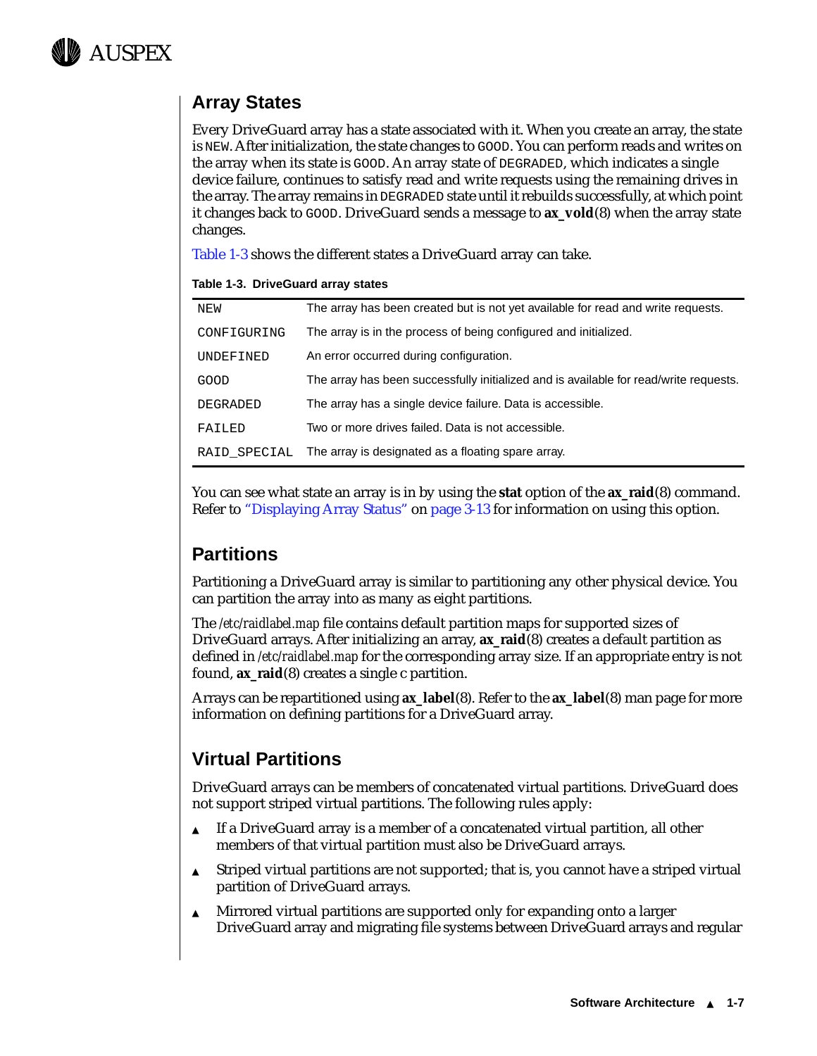## Array States

Every DriveGuard array has a state associated with it. When you create an array, the state is `NEW`. After initialization, the state changes to `GOOD`. You can perform reads and writes on the array when its state is `GOOD`. An array state of `DEGRADED`, which indicates a single device failure, continues to satisfy read and write requests using the remaining drives in the array. The array remains in `DEGRADED` state until it rebuilds successfully, at which point it changes back to `GOOD`. DriveGuard sends a message to **ax_vold**(8) when the array state changes.

Table 1-3 shows the different states a DriveGuard array can take.

**Table 1-3. DriveGuard array states**

| | |
|---|---|
| `NEW` | The array has been created but is not yet available for read and write requests. |
| `CONFIGURING` | The array is in the process of being configured and initialized. |
| `UNDEFINED` | An error occurred during configuration. |
| `GOOD` | The array has been successfully initialized and is available for read/write requests. |
| `DEGRADED` | The array has a single device failure. Data is accessible. |
| `FAILED` | Two or more drives failed. Data is not accessible. |
| `RAID_SPECIAL` | The array is designated as a floating spare array. |

You can see what state an array is in by using the **stat** option of the **ax_raid**(8) command. Refer to "Displaying Array Status" on page 3-13 for information on using this option.

## Partitions

Partitioning a DriveGuard array is similar to partitioning any other physical device. You can partition the array into as many as eight partitions.

The */etc/raidlabel.map* file contains default partition maps for supported sizes of DriveGuard arrays. After initializing an array, **ax_raid**(8) creates a default partition as defined in */etc/raidlabel.map* for the corresponding array size. If an appropriate entry is not found, **ax_raid**(8) creates a single c partition.

Arrays can be repartitioned using **ax_label**(8). Refer to the **ax_label**(8) man page for more information on defining partitions for a DriveGuard array.

## Virtual Partitions

DriveGuard arrays can be members of concatenated virtual partitions. DriveGuard does not support striped virtual partitions. The following rules apply:

- If a DriveGuard array is a member of a concatenated virtual partition, all other members of that virtual partition must also be DriveGuard arrays.
- Striped virtual partitions are not supported; that is, you cannot have a striped virtual partition of DriveGuard arrays.
- Mirrored virtual partitions are supported only for expanding onto a larger DriveGuard array and migrating file systems between DriveGuard arrays and regular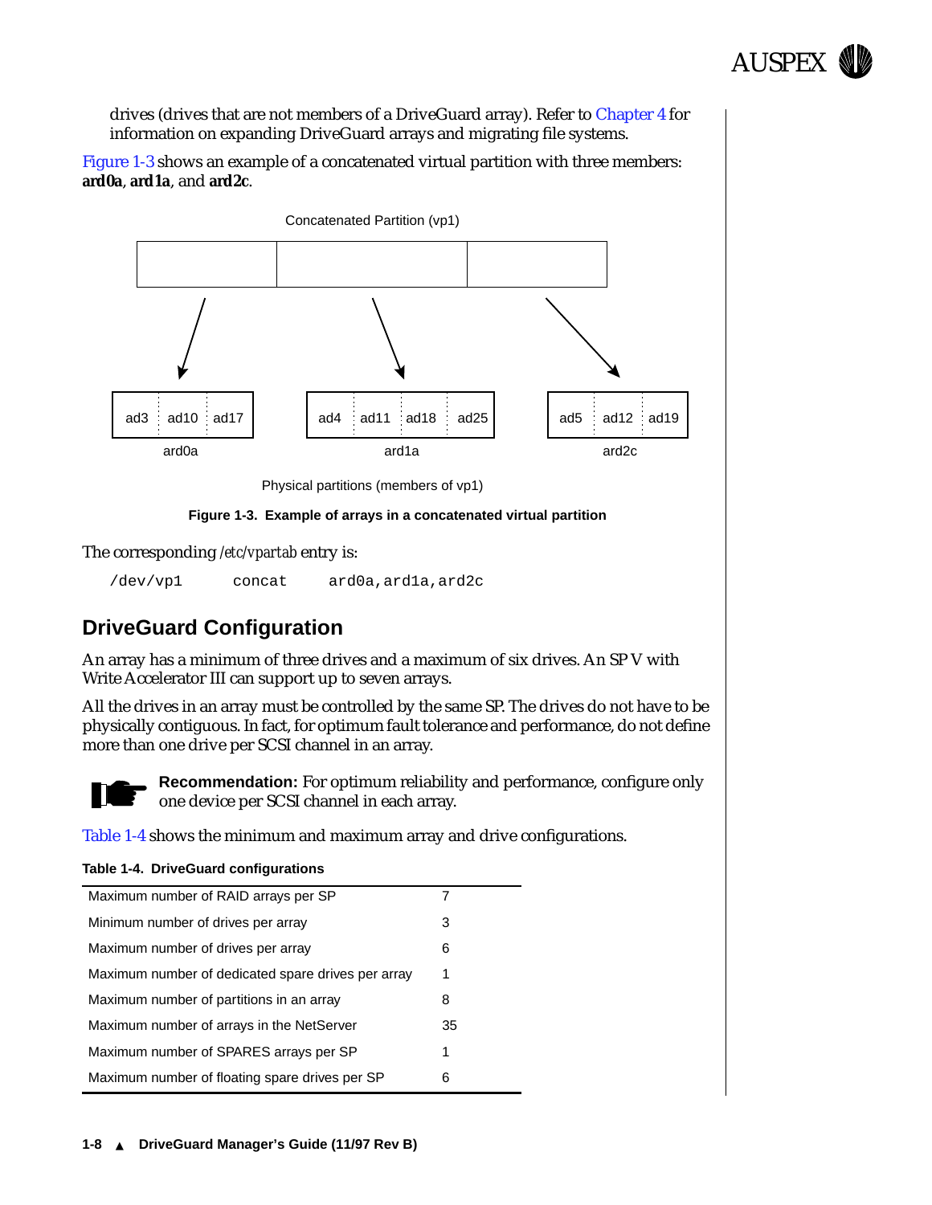drives (drives that are not members of a DriveGuard array). Refer to Chapter 4 for information on expanding DriveGuard arrays and migrating file systems.

Figure 1-3 shows an example of a concatenated virtual partition with three members: **ard0a**, **ard1a**, and **ard2c**.

Concatenated Partition (vp1)

ad3 ad10 ad17 — ard0a

ad4 ad11 ad18 ad25 — ard1a

ad5 ad12 ad19 — ard2c

Physical partitions (members of vp1)

**Figure 1-3. Example of arrays in a concatenated virtual partition**

The corresponding */etc/vpartab* entry is:

```
/dev/vp1      concat     ard0a,ard1a,ard2c
```

## DriveGuard Configuration

An array has a minimum of three drives and a maximum of six drives. An SP V with Write Accelerator III can support up to seven arrays.

All the drives in an array must be controlled by the same SP. The drives do not have to be physically contiguous. In fact, for optimum fault tolerance and performance, do not define more than one drive per SCSI channel in an array.

**Recommendation:** For optimum reliability and performance, configure only one device per SCSI channel in each array.

Table 1-4 shows the minimum and maximum array and drive configurations.

**Table 1-4. DriveGuard configurations**

| | |
|---|---|
| Maximum number of RAID arrays per SP | 7 |
| Minimum number of drives per array | 3 |
| Maximum number of drives per array | 6 |
| Maximum number of dedicated spare drives per array | 1 |
| Maximum number of partitions in an array | 8 |
| Maximum number of arrays in the NetServer | 35 |
| Maximum number of SPARES arrays per SP | 1 |
| Maximum number of floating spare drives per SP | 6 |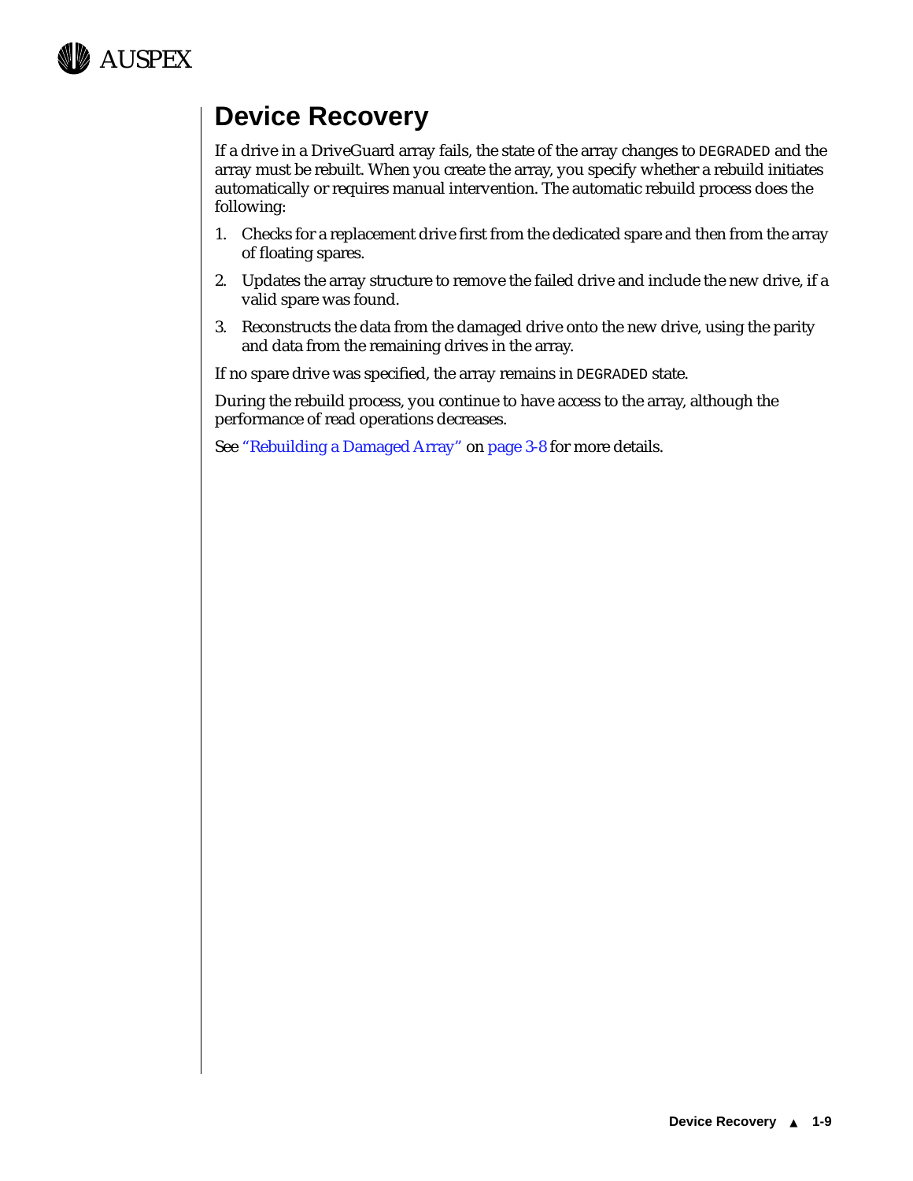# Device Recovery

If a drive in a DriveGuard array fails, the state of the array changes to `DEGRADED` and the array must be rebuilt. When you create the array, you specify whether a rebuild initiates automatically or requires manual intervention. The automatic rebuild process does the following:

1. Checks for a replacement drive first from the dedicated spare and then from the array of floating spares.
2. Updates the array structure to remove the failed drive and include the new drive, if a valid spare was found.
3. Reconstructs the data from the damaged drive onto the new drive, using the parity and data from the remaining drives in the array.

If no spare drive was specified, the array remains in `DEGRADED` state.

During the rebuild process, you continue to have access to the array, although the performance of read operations decreases.

See "Rebuilding a Damaged Array" on page 3-8 for more details.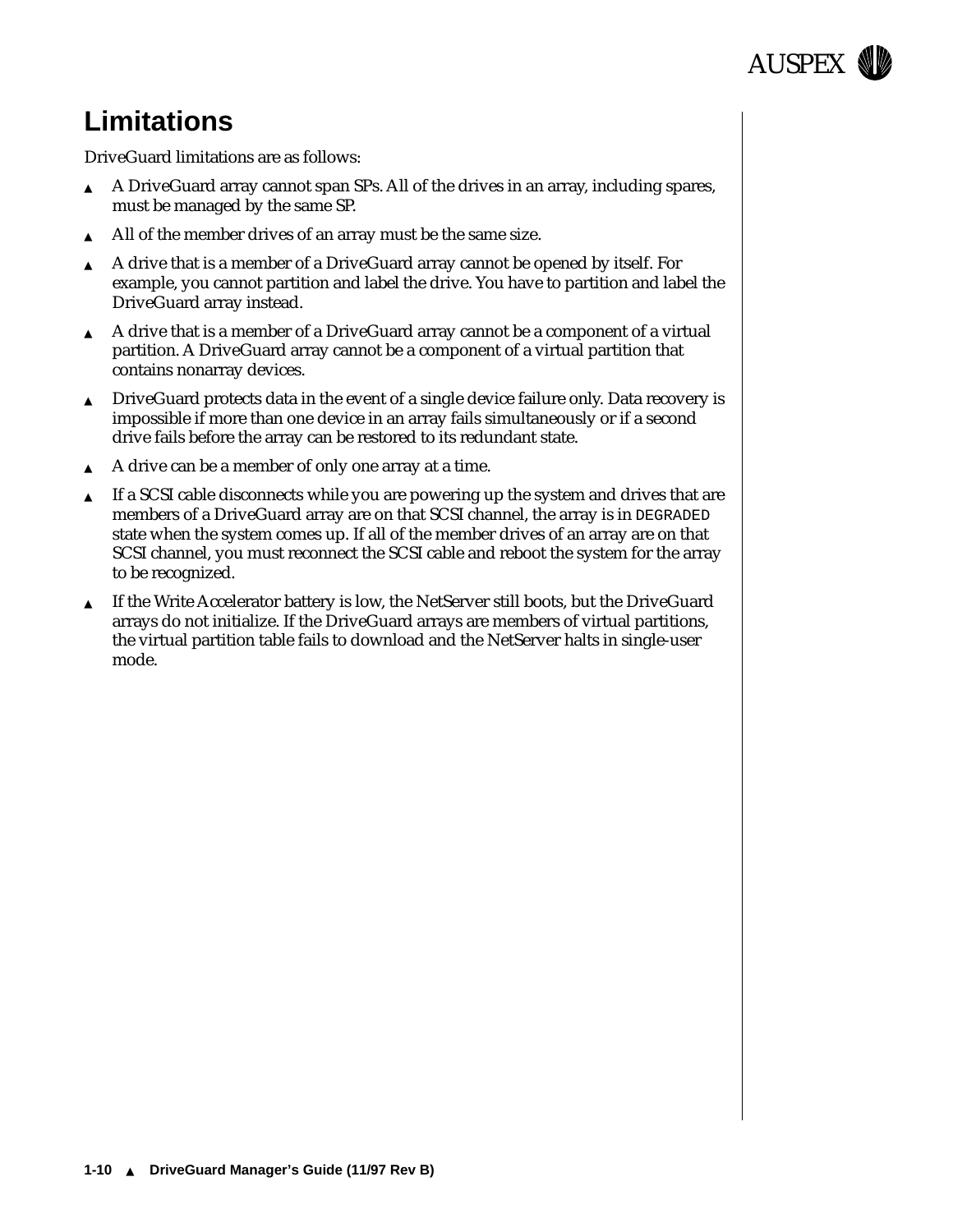## Limitations

DriveGuard limitations are as follows:

- A DriveGuard array cannot span SPs. All of the drives in an array, including spares, must be managed by the same SP.
- All of the member drives of an array must be the same size.
- A drive that is a member of a DriveGuard array cannot be opened by itself. For example, you cannot partition and label the drive. You have to partition and label the DriveGuard array instead.
- A drive that is a member of a DriveGuard array cannot be a component of a virtual partition. A DriveGuard array cannot be a component of a virtual partition that contains nonarray devices.
- DriveGuard protects data in the event of a single device failure only. Data recovery is impossible if more than one device in an array fails simultaneously or if a second drive fails before the array can be restored to its redundant state.
- A drive can be a member of only one array at a time.
- If a SCSI cable disconnects while you are powering up the system and drives that are members of a DriveGuard array are on that SCSI channel, the array is in `DEGRADED` state when the system comes up. If all of the member drives of an array are on that SCSI channel, you must reconnect the SCSI cable and reboot the system for the array to be recognized.
- If the Write Accelerator battery is low, the NetServer still boots, but the DriveGuard arrays do not initialize. If the DriveGuard arrays are members of virtual partitions, the virtual partition table fails to download and the NetServer halts in single-user mode.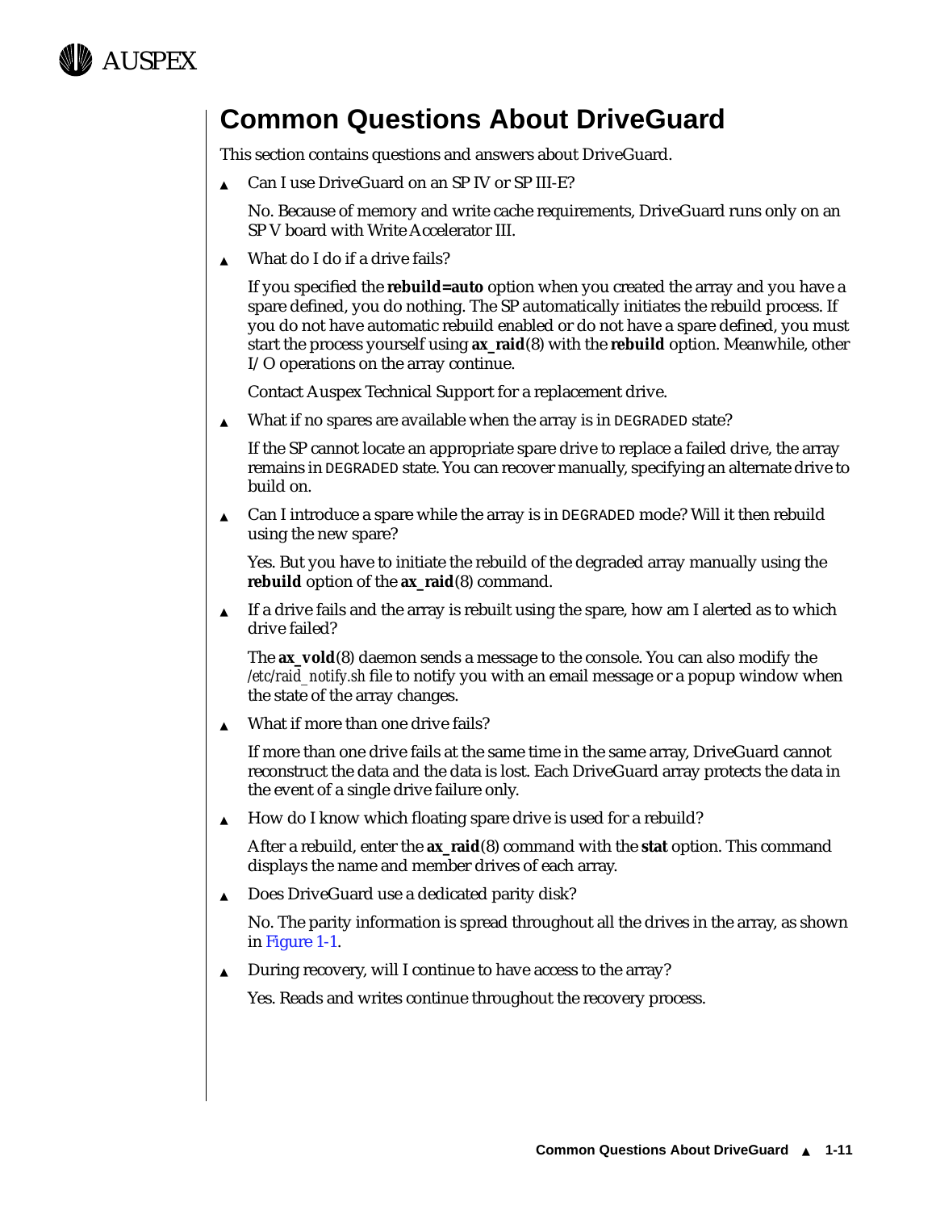# Common Questions About DriveGuard

This section contains questions and answers about DriveGuard.

- Can I use DriveGuard on an SP IV or SP III-E?

  No. Because of memory and write cache requirements, DriveGuard runs only on an SP V board with Write Accelerator III.

- What do I do if a drive fails?

  If you specified the **rebuild=auto** option when you created the array and you have a spare defined, you do nothing. The SP automatically initiates the rebuild process. If you do not have automatic rebuild enabled or do not have a spare defined, you must start the process yourself using **ax_raid**(8) with the **rebuild** option. Meanwhile, other I/O operations on the array continue.

  Contact Auspex Technical Support for a replacement drive.

- What if no spares are available when the array is in `DEGRADED` state?

  If the SP cannot locate an appropriate spare drive to replace a failed drive, the array remains in `DEGRADED` state. You can recover manually, specifying an alternate drive to build on.

- Can I introduce a spare while the array is in `DEGRADED` mode? Will it then rebuild using the new spare?

  Yes. But you have to initiate the rebuild of the degraded array manually using the **rebuild** option of the **ax_raid**(8) command.

- If a drive fails and the array is rebuilt using the spare, how am I alerted as to which drive failed?

  The **ax_vold**(8) daemon sends a message to the console. You can also modify the */etc/raid_notify.sh* file to notify you with an email message or a popup window when the state of the array changes.

- What if more than one drive fails?

  If more than one drive fails at the same time in the same array, DriveGuard cannot reconstruct the data and the data is lost. Each DriveGuard array protects the data in the event of a single drive failure only.

- How do I know which floating spare drive is used for a rebuild?

  After a rebuild, enter the **ax_raid**(8) command with the **stat** option. This command displays the name and member drives of each array.

- Does DriveGuard use a dedicated parity disk?

  No. The parity information is spread throughout all the drives in the array, as shown in Figure 1-1.

- During recovery, will I continue to have access to the array?

  Yes. Reads and writes continue throughout the recovery process.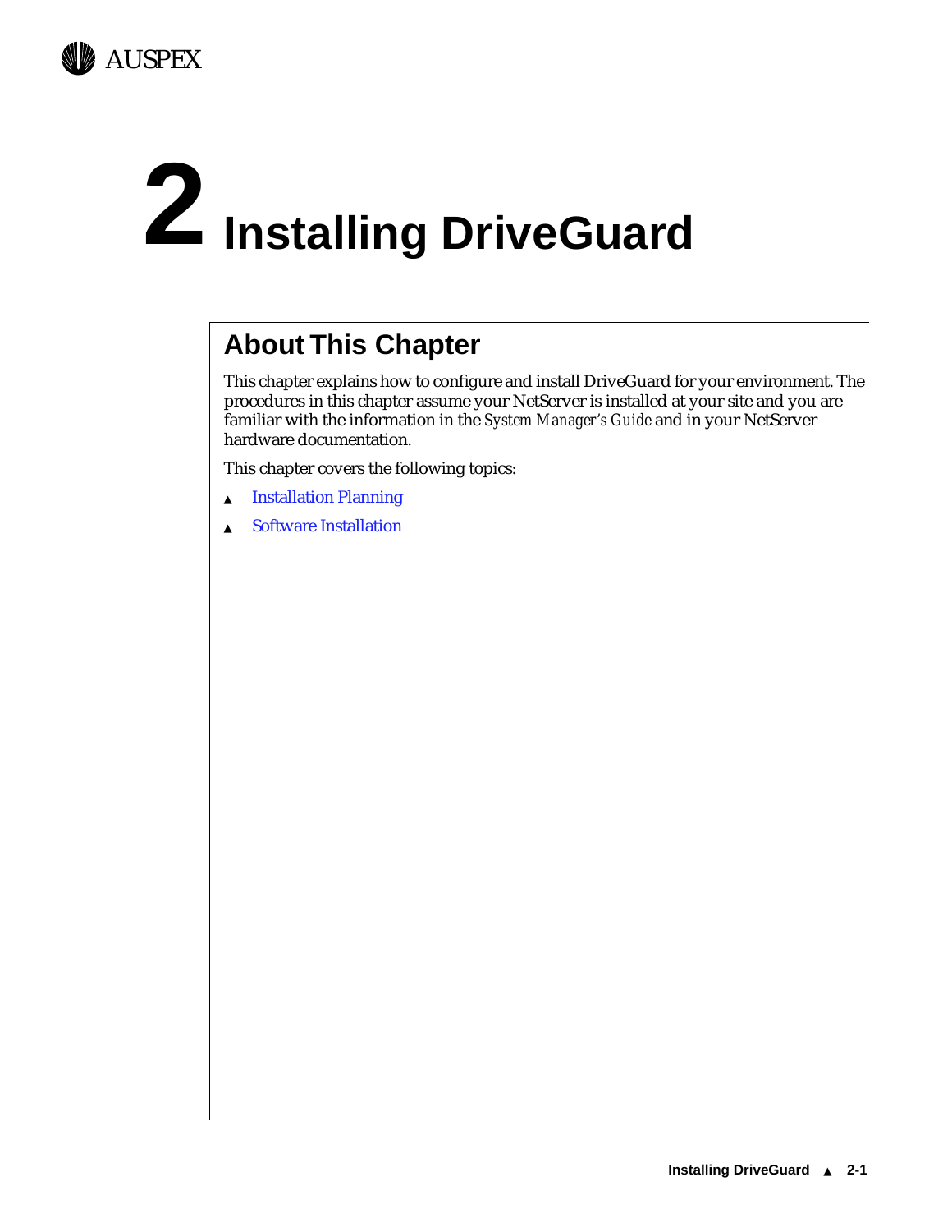# 2 Installing DriveGuard

## About This Chapter

This chapter explains how to configure and install DriveGuard for your environment. The procedures in this chapter assume your NetServer is installed at your site and you are familiar with the information in the *System Manager's Guide* and in your NetServer hardware documentation.

This chapter covers the following topics:

- Installation Planning
- Software Installation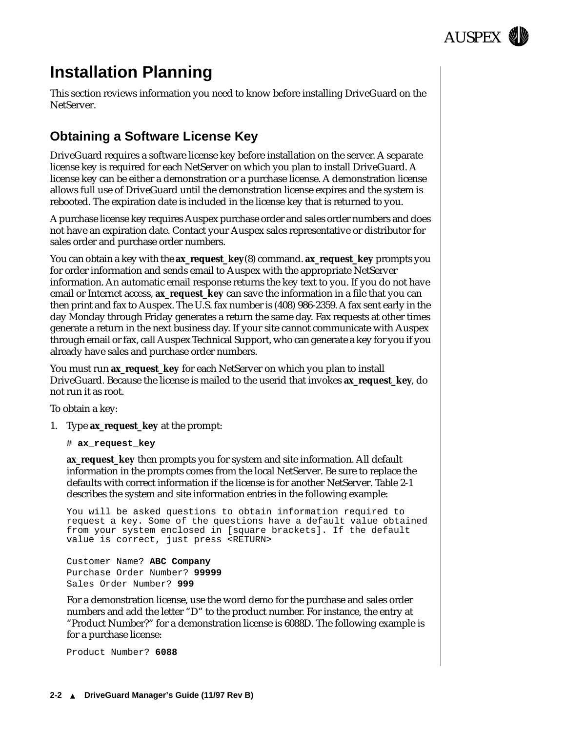# Installation Planning

This section reviews information you need to know before installing DriveGuard on the NetServer.

## Obtaining a Software License Key

DriveGuard requires a software license key before installation on the server. A separate license key is required for each NetServer on which you plan to install DriveGuard. A license key can be either a demonstration or a purchase license. A demonstration license allows full use of DriveGuard until the demonstration license expires and the system is rebooted. The expiration date is included in the license key that is returned to you.

A purchase license key requires Auspex purchase order and sales order numbers and does not have an expiration date. Contact your Auspex sales representative or distributor for sales order and purchase order numbers.

You can obtain a key with the **ax_request_key**(8) command. **ax_request_key** prompts you for order information and sends email to Auspex with the appropriate NetServer information. An automatic email response returns the key text to you. If you do not have email or Internet access, **ax_request_key** can save the information in a file that you can then print and fax to Auspex. The U.S. fax number is (408) 986-2359. A fax sent early in the day Monday through Friday generates a return the same day. Fax requests at other times generate a return in the next business day. If your site cannot communicate with Auspex through email or fax, call Auspex Technical Support, who can generate a key for you if you already have sales and purchase order numbers.

You must run **ax_request_key** for each NetServer on which you plan to install DriveGuard. Because the license is mailed to the userid that invokes **ax_request_key**, do not run it as root.

To obtain a key:

1. Type **ax_request_key** at the prompt:

   ```
   # ax_request_key
   ```

   **ax_request_key** then prompts you for system and site information. All default information in the prompts comes from the local NetServer. Be sure to replace the defaults with correct information if the license is for another NetServer. Table 2-1 describes the system and site information entries in the following example:

   ```
   You will be asked questions to obtain information required to
   request a key. Some of the questions have a default value obtained
   from your system enclosed in [square brackets]. If the default
   value is correct, just press <RETURN>

   Customer Name? ABC Company
   Purchase Order Number? 99999
   Sales Order Number? 999
   ```

   For a demonstration license, use the word demo for the purchase and sales order numbers and add the letter "D" to the product number. For instance, the entry at "Product Number?" for a demonstration license is 6088D. The following example is for a purchase license:

   ```
   Product Number? 6088
   ```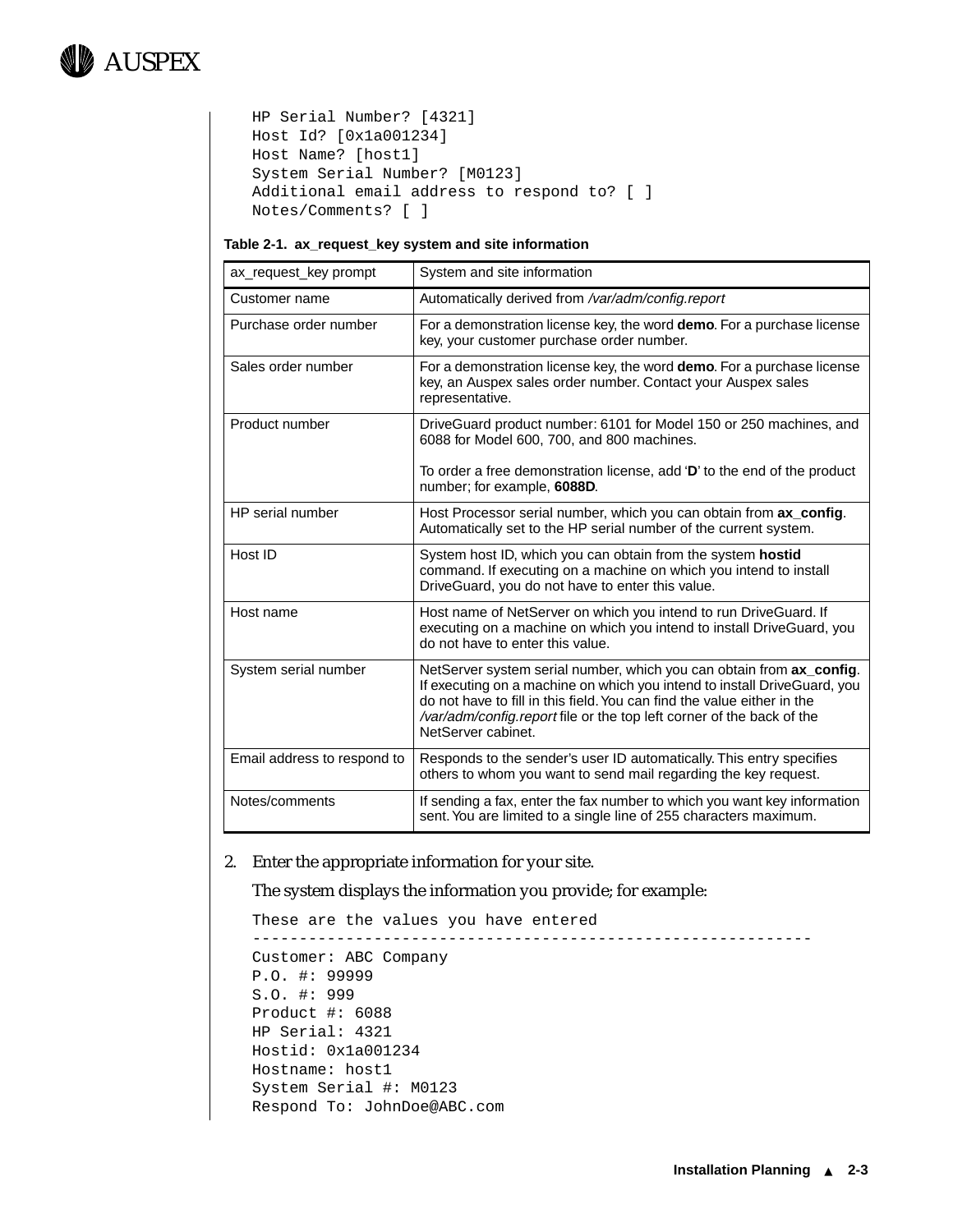```
HP Serial Number? [4321]
Host Id? [0x1a001234]
Host Name? [host1]
System Serial Number? [M0123]
Additional email address to respond to? [ ]
Notes/Comments? [ ]
```

**Table 2-1. ax_request_key system and site information**

| ax_request_key prompt | System and site information |
|---|---|
| Customer name | Automatically derived from */var/adm/config.report* |
| Purchase order number | For a demonstration license key, the word **demo**. For a purchase license key, your customer purchase order number. |
| Sales order number | For a demonstration license key, the word **demo**. For a purchase license key, an Auspex sales order number. Contact your Auspex sales representative. |
| Product number | DriveGuard product number: 6101 for Model 150 or 250 machines, and 6088 for Model 600, 700, and 800 machines.<br><br>To order a free demonstration license, add '**D**' to the end of the product number; for example, **6088D**. |
| HP serial number | Host Processor serial number, which you can obtain from **ax_config**. Automatically set to the HP serial number of the current system. |
| Host ID | System host ID, which you can obtain from the system **hostid** command. If executing on a machine on which you intend to install DriveGuard, you do not have to enter this value. |
| Host name | Host name of NetServer on which you intend to run DriveGuard. If executing on a machine on which you intend to install DriveGuard, you do not have to enter this value. |
| System serial number | NetServer system serial number, which you can obtain from **ax_config**. If executing on a machine on which you intend to install DriveGuard, you do not have to fill in this field. You can find the value either in the */var/adm/config.report* file or the top left corner of the back of the NetServer cabinet. |
| Email address to respond to | Responds to the sender's user ID automatically. This entry specifies others to whom you want to send mail regarding the key request. |
| Notes/comments | If sending a fax, enter the fax number to which you want key information sent. You are limited to a single line of 255 characters maximum. |

2. Enter the appropriate information for your site.

   The system displays the information you provide; for example:

```
These are the values you have entered
------------------------------------------------------------
Customer: ABC Company
P.O. #: 99999
S.O. #: 999
Product #: 6088
HP Serial: 4321
Hostid: 0x1a001234
Hostname: host1
System Serial #: M0123
Respond To: JohnDoe@ABC.com
```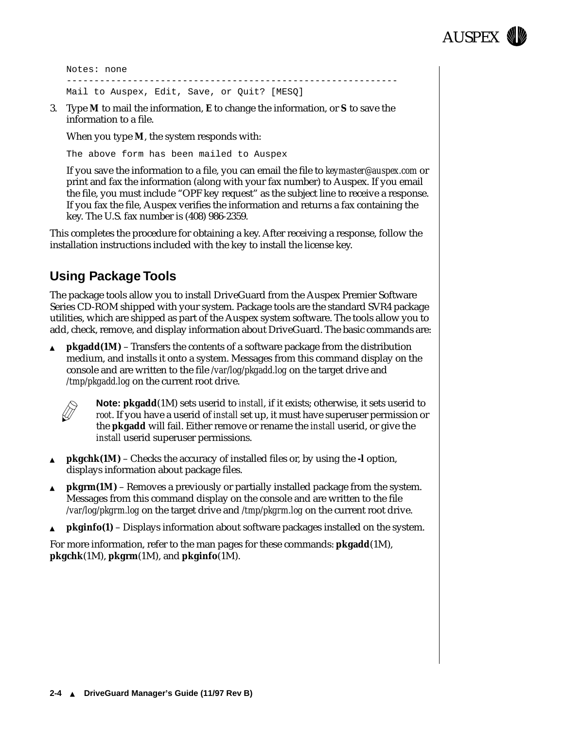```
Notes: none
----------------------------------------------------------
Mail to Auspex, Edit, Save, or Quit? [MESQ]
```

3. Type **M** to mail the information, **E** to change the information, or **S** to save the information to a file.

   When you type **M**, the system responds with:

   ```
   The above form has been mailed to Auspex
   ```

   If you save the information to a file, you can email the file to *keymaster@auspex.com* or print and fax the information (along with your fax number) to Auspex. If you email the file, you must include "OPF key request" as the subject line to receive a response. If you fax the file, Auspex verifies the information and returns a fax containing the key. The U.S. fax number is (408) 986-2359.

This completes the procedure for obtaining a key. After receiving a response, follow the installation instructions included with the key to install the license key.

## Using Package Tools

The package tools allow you to install DriveGuard from the Auspex Premier Software Series CD-ROM shipped with your system. Package tools are the standard SVR4 package utilities, which are shipped as part of the Auspex system software. The tools allow you to add, check, remove, and display information about DriveGuard. The basic commands are:

- **pkgadd(1M)** – Transfers the contents of a software package from the distribution medium, and installs it onto a system. Messages from this command display on the console and are written to the file */var/log/pkgadd.log* on the target drive and */tmp/pkgadd.log* on the current root drive.

  **Note: pkgadd**(1M) sets userid to *install*, if it exists; otherwise, it sets userid to *root*. If you have a userid of *install* set up, it must have superuser permission or the **pkgadd** will fail. Either remove or rename the *install* userid, or give the *install* userid superuser permissions.

- **pkgchk(1M)** – Checks the accuracy of installed files or, by using the **-l** option, displays information about package files.

- **pkgrm(1M)** – Removes a previously or partially installed package from the system. Messages from this command display on the console and are written to the file */var/log/pkgrm.log* on the target drive and */tmp/pkgrm.log* on the current root drive.

- **pkginfo(1)** – Displays information about software packages installed on the system.

For more information, refer to the man pages for these commands: **pkgadd**(1M), **pkgchk**(1M), **pkgrm**(1M), and **pkginfo**(1M).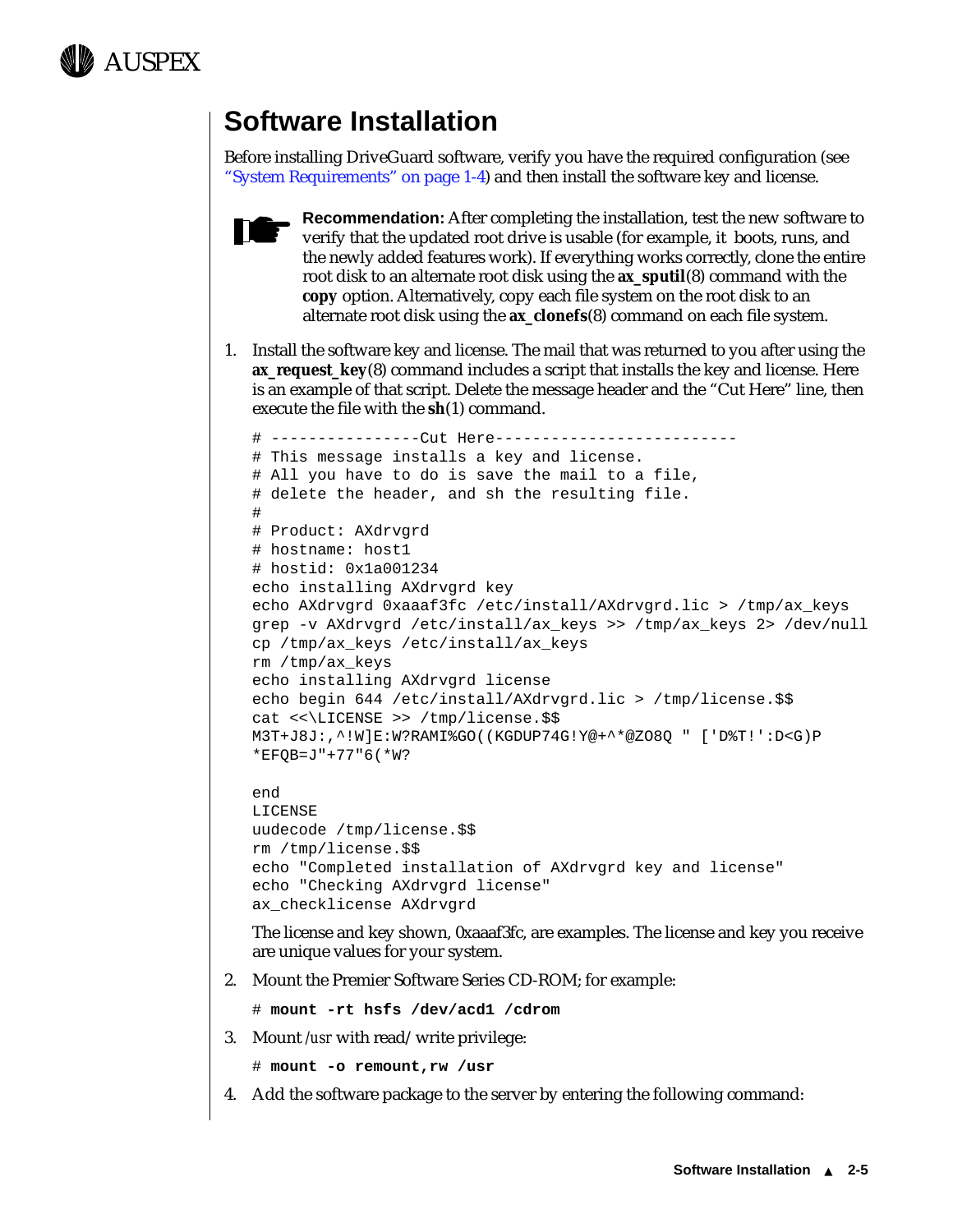# Software Installation

Before installing DriveGuard software, verify you have the required configuration (see "System Requirements" on page 1-4) and then install the software key and license.

**Recommendation:** After completing the installation, test the new software to verify that the updated root drive is usable (for example, it boots, runs, and the newly added features work). If everything works correctly, clone the entire root disk to an alternate root disk using the **ax_sputil**(8) command with the **copy** option. Alternatively, copy each file system on the root disk to an alternate root disk using the **ax_clonefs**(8) command on each file system.

1. Install the software key and license. The mail that was returned to you after using the **ax_request_key**(8) command includes a script that installs the key and license. Here is an example of that script. Delete the message header and the "Cut Here" line, then execute the file with the **sh**(1) command.

```
# ----------------Cut Here--------------------------
# This message installs a key and license.
# All you have to do is save the mail to a file,
# delete the header, and sh the resulting file.
#
# Product: AXdrvgrd
# hostname: host1
# hostid: 0x1a001234
echo installing AXdrvgrd key
echo AXdrvgrd 0xaaaf3fc /etc/install/AXdrvgrd.lic > /tmp/ax_keys
grep -v AXdrvgrd /etc/install/ax_keys >> /tmp/ax_keys 2> /dev/null
cp /tmp/ax_keys /etc/install/ax_keys
rm /tmp/ax_keys
echo installing AXdrvgrd license
echo begin 644 /etc/install/AXdrvgrd.lic > /tmp/license.$$
cat <<\LICENSE >> /tmp/license.$$
M3T+J8J:,^!W]E:W?RAMI%GO((KGDUP74G!Y@+^*@ZO8Q " ['D%T!':D<G)P
*EFQB=J"+77"6(*W?

end
LICENSE
uudecode /tmp/license.$$
rm /tmp/license.$$
echo "Completed installation of AXdrvgrd key and license"
echo "Checking AXdrvgrd license"
ax_checklicense AXdrvgrd
```

   The license and key shown, 0xaaaf3fc, are examples. The license and key you receive are unique values for your system.

2. Mount the Premier Software Series CD-ROM; for example:

```
# mount -rt hsfs /dev/acd1 /cdrom
```

3. Mount */usr* with read/write privilege:

```
# mount -o remount,rw /usr
```

4. Add the software package to the server by entering the following command: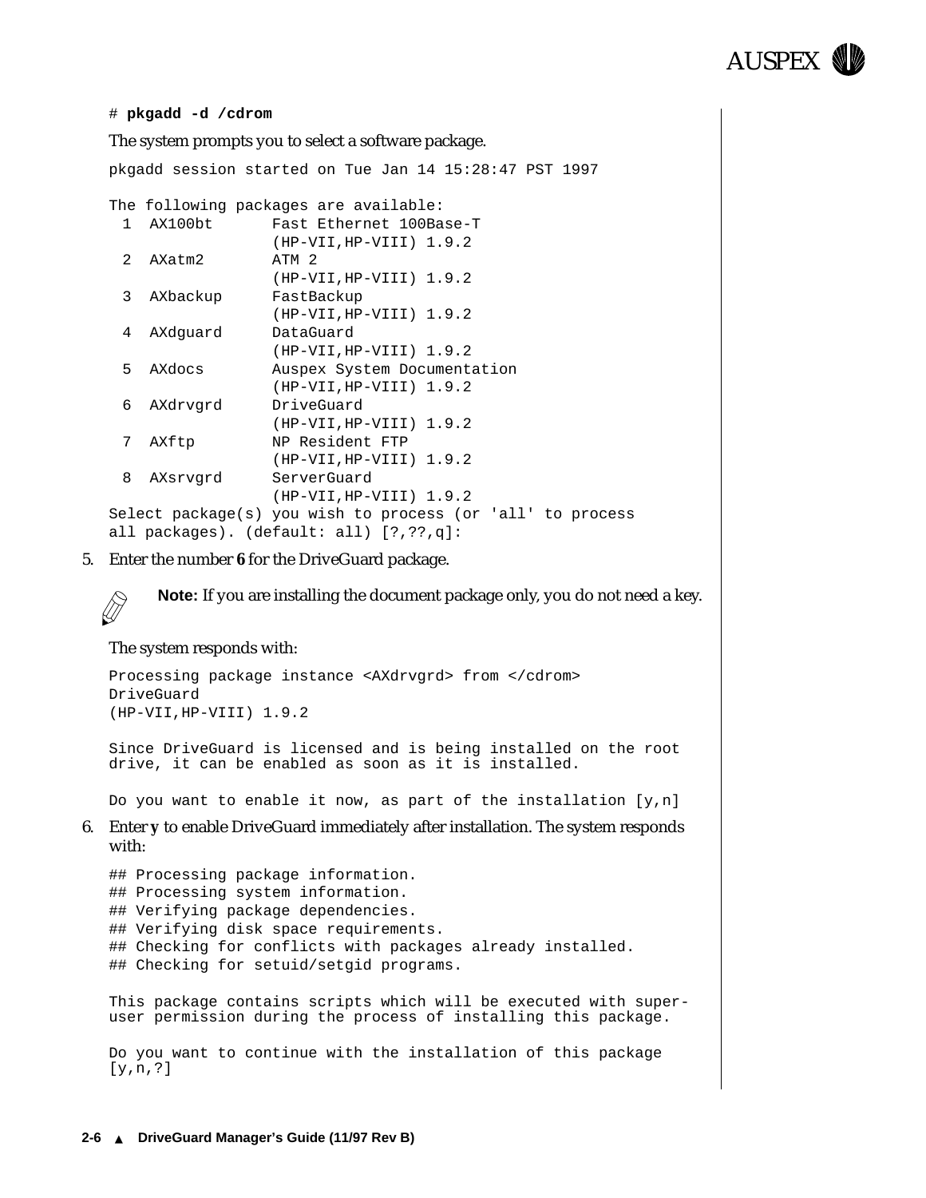```
# pkgadd -d /cdrom
```

The system prompts you to select a software package.

```
pkgadd session started on Tue Jan 14 15:28:47 PST 1997

The following packages are available:
  1  AX100bt      Fast Ethernet 100Base-T
                  (HP-VII,HP-VIII) 1.9.2
  2  AXatm2       ATM 2
                  (HP-VII,HP-VIII) 1.9.2
  3  AXbackup     FastBackup
                  (HP-VII,HP-VIII) 1.9.2
  4  AXdguard     DataGuard
                  (HP-VII,HP-VIII) 1.9.2
  5  AXdocs       Auspex System Documentation
                  (HP-VII,HP-VIII) 1.9.2
  6  AXdrvgrd     DriveGuard
                  (HP-VII,HP-VIII) 1.9.2
  7  AXftp        NP Resident FTP
                  (HP-VII,HP-VIII) 1.9.2
  8  AXsrvgrd     ServerGuard
                  (HP-VII,HP-VIII) 1.9.2
Select package(s) you wish to process (or 'all' to process
all packages). (default: all) [?,??,q]:
```

5. Enter the number **6** for the DriveGuard package.

   **Note:** If you are installing the document package only, you do not need a key.

   The system responds with:

```
Processing package instance <AXdrvgrd> from </cdrom>
DriveGuard
(HP-VII,HP-VIII) 1.9.2

Since DriveGuard is licensed and is being installed on the root
drive, it can be enabled as soon as it is installed.

Do you want to enable it now, as part of the installation [y,n]
```

6. Enter **y** to enable DriveGuard immediately after installation. The system responds with:

```
## Processing package information.
## Processing system information.
## Verifying package dependencies.
## Verifying disk space requirements.
## Checking for conflicts with packages already installed.
## Checking for setuid/setgid programs.

This package contains scripts which will be executed with super-
user permission during the process of installing this package.

Do you want to continue with the installation of this package
[y,n,?]
```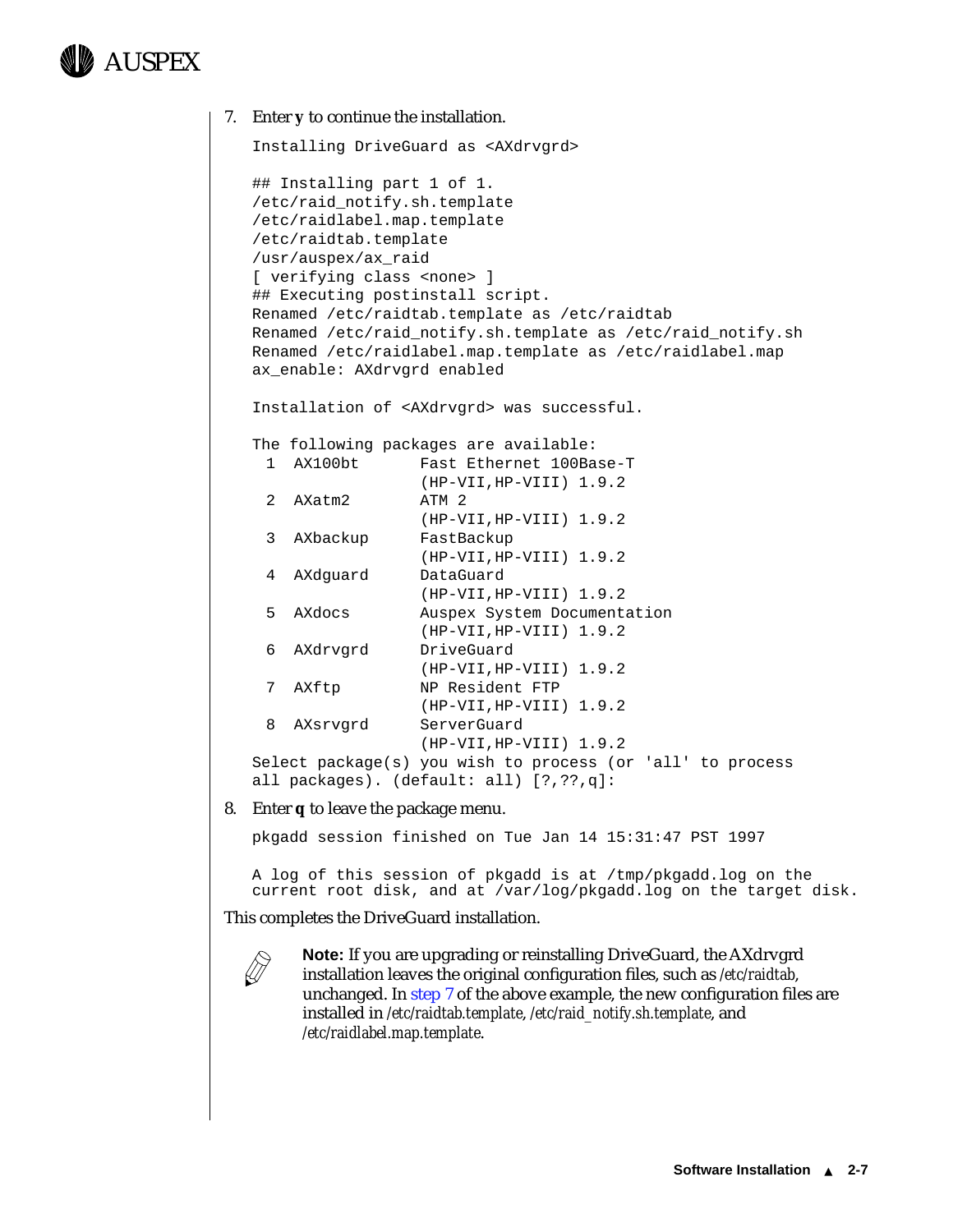7. Enter **y** to continue the installation.

```
Installing DriveGuard as <AXdrvgrd>

## Installing part 1 of 1.
/etc/raid_notify.sh.template
/etc/raidlabel.map.template
/etc/raidtab.template
/usr/auspex/ax_raid
[ verifying class <none> ]
## Executing postinstall script.
Renamed /etc/raidtab.template as /etc/raidtab
Renamed /etc/raid_notify.sh.template as /etc/raid_notify.sh
Renamed /etc/raidlabel.map.template as /etc/raidlabel.map
ax_enable: AXdrvgrd enabled

Installation of <AXdrvgrd> was successful.

The following packages are available:
  1  AX100bt      Fast Ethernet 100Base-T
                  (HP-VII,HP-VIII) 1.9.2
  2  AXatm2       ATM 2
                  (HP-VII,HP-VIII) 1.9.2
  3  AXbackup     FastBackup
                  (HP-VII,HP-VIII) 1.9.2
  4  AXdguard     DataGuard
                  (HP-VII,HP-VIII) 1.9.2
  5  AXdocs       Auspex System Documentation
                  (HP-VII,HP-VIII) 1.9.2
  6  AXdrvgrd     DriveGuard
                  (HP-VII,HP-VIII) 1.9.2
  7  AXftp        NP Resident FTP
                  (HP-VII,HP-VIII) 1.9.2
  8  AXsrvgrd     ServerGuard
                  (HP-VII,HP-VIII) 1.9.2
Select package(s) you wish to process (or 'all' to process
all packages). (default: all) [?,??,q]:
```

8. Enter **q** to leave the package menu.

```
pkgadd session finished on Tue Jan 14 15:31:47 PST 1997

A log of this session of pkgadd is at /tmp/pkgadd.log on the
current root disk, and at /var/log/pkgadd.log on the target disk.
```

This completes the DriveGuard installation.

> **Note:** If you are upgrading or reinstalling DriveGuard, the AXdrvgrd installation leaves the original configuration files, such as */etc/raidtab*, unchanged. In step 7 of the above example, the new configuration files are installed in */etc/raidtab.template*, */etc/raid_notify.sh.template*, and */etc/raidlabel.map.template*.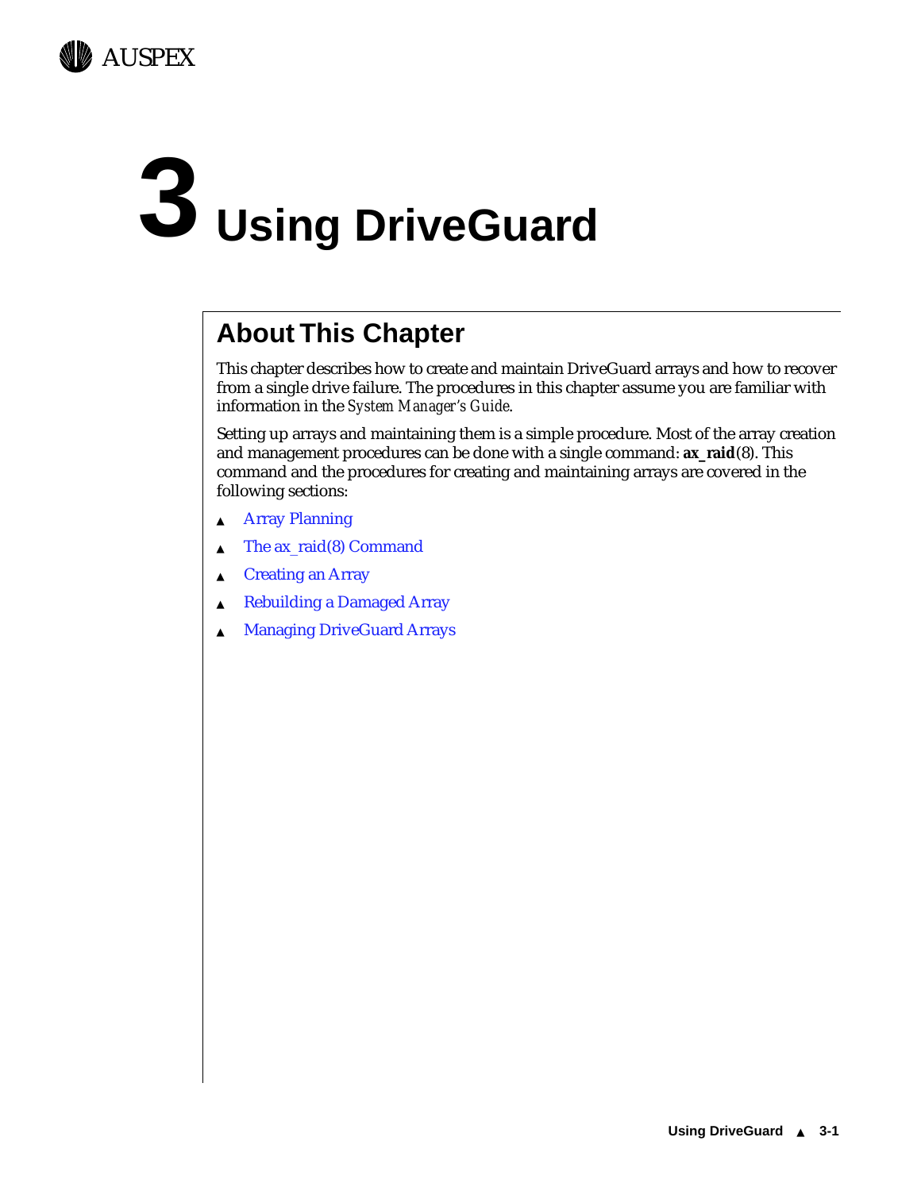# 3 Using DriveGuard

## About This Chapter

This chapter describes how to create and maintain DriveGuard arrays and how to recover from a single drive failure. The procedures in this chapter assume you are familiar with information in the *System Manager's Guide*.

Setting up arrays and maintaining them is a simple procedure. Most of the array creation and management procedures can be done with a single command: **ax_raid**(8). This command and the procedures for creating and maintaining arrays are covered in the following sections:

- Array Planning
- The ax_raid(8) Command
- Creating an Array
- Rebuilding a Damaged Array
- Managing DriveGuard Arrays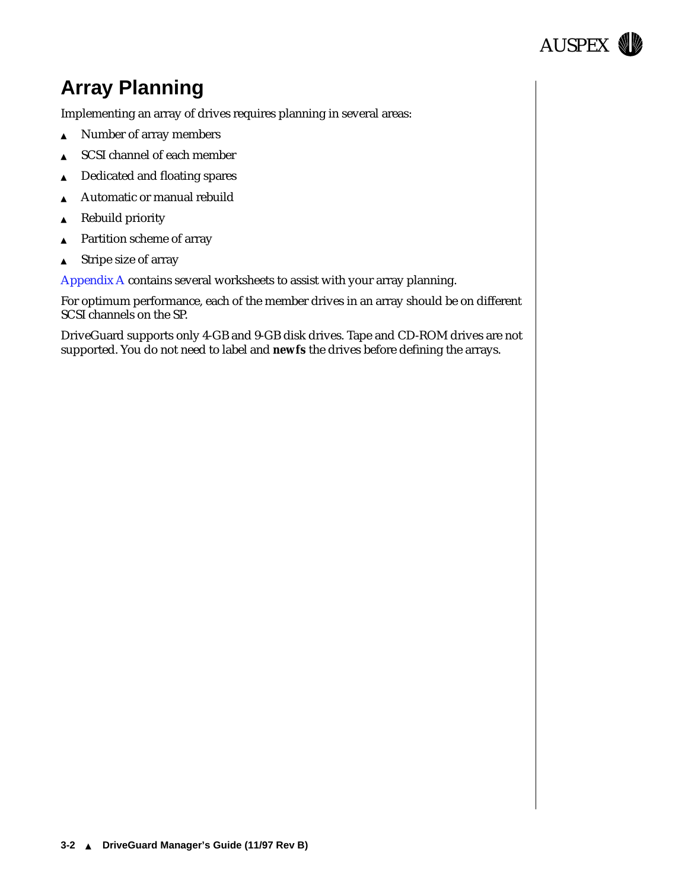# Array Planning

Implementing an array of drives requires planning in several areas:

- Number of array members
- SCSI channel of each member
- Dedicated and floating spares
- Automatic or manual rebuild
- Rebuild priority
- Partition scheme of array
- Stripe size of array

Appendix A contains several worksheets to assist with your array planning.

For optimum performance, each of the member drives in an array should be on different SCSI channels on the SP.

DriveGuard supports only 4-GB and 9-GB disk drives. Tape and CD-ROM drives are not supported. You do not need to label and **newfs** the drives before defining the arrays.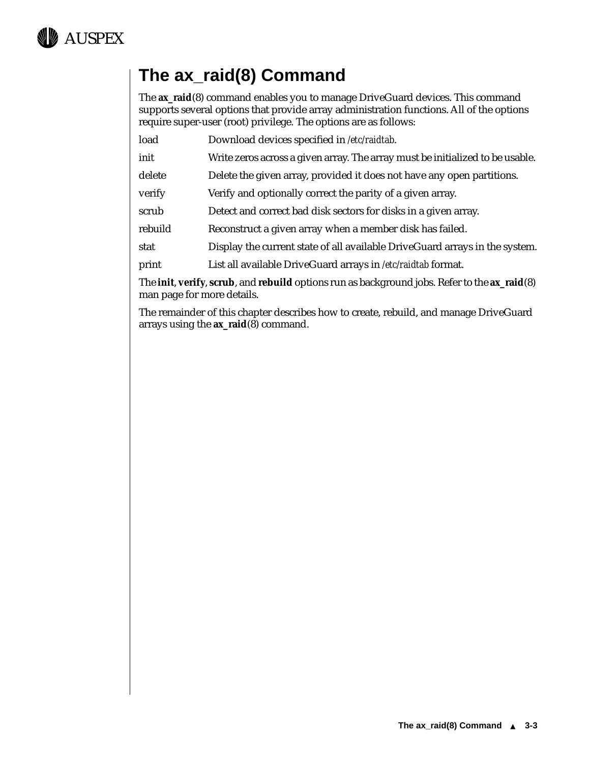# The ax_raid(8) Command

The **ax_raid**(8) command enables you to manage DriveGuard devices. This command supports several options that provide array administration functions. All of the options require super-user (root) privilege. The options are as follows:

| | |
|---|---|
| load | Download devices specified in */etc/raidtab*. |
| init | Write zeros across a given array. The array must be initialized to be usable. |
| delete | Delete the given array, provided it does not have any open partitions. |
| verify | Verify and optionally correct the parity of a given array. |
| scrub | Detect and correct bad disk sectors for disks in a given array. |
| rebuild | Reconstruct a given array when a member disk has failed. |
| stat | Display the current state of all available DriveGuard arrays in the system. |
| print | List all available DriveGuard arrays in */etc/raidtab* format. |

The **init**, **verify**, **scrub**, and **rebuild** options run as background jobs. Refer to the **ax_raid**(8) man page for more details.

The remainder of this chapter describes how to create, rebuild, and manage DriveGuard arrays using the **ax_raid**(8) command.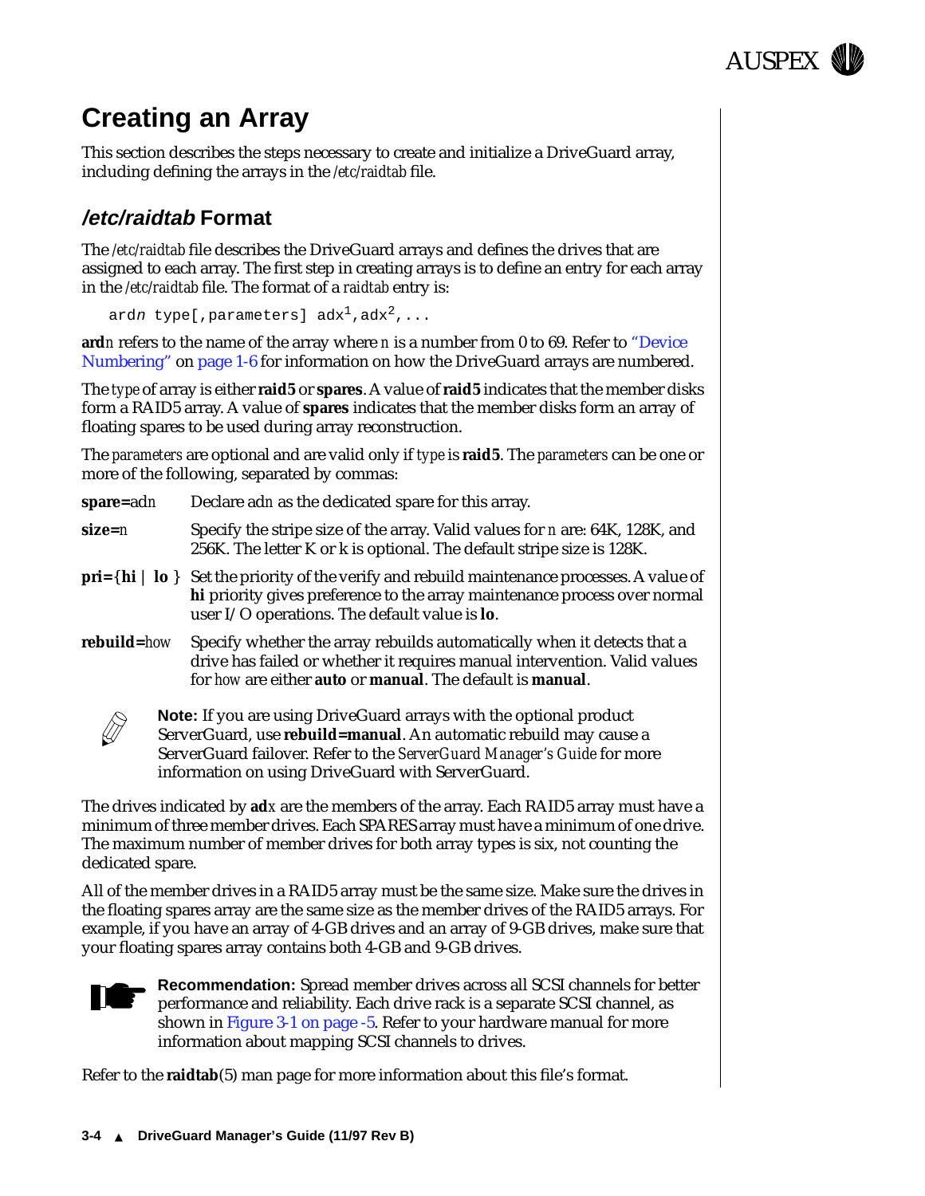# Creating an Array

This section describes the steps necessary to create and initialize a DriveGuard array, including defining the arrays in the */etc/raidtab* file.

## /etc/raidtab Format

The */etc/raidtab* file describes the DriveGuard arrays and defines the drives that are assigned to each array. The first step in creating arrays is to define an entry for each array in the */etc/raidtab* file. The format of a *raidtab* entry is:

```
ardn type[,parameters] adx1,adx2,...
```

**ard***n* refers to the name of the array where *n* is a number from 0 to 69. Refer to "Device Numbering" on page 1-6 for information on how the DriveGuard arrays are numbered.

The *type* of array is either **raid5** or **spares**. A value of **raid5** indicates that the member disks form a RAID5 array. A value of **spares** indicates that the member disks form an array of floating spares to be used during array reconstruction.

The *parameters* are optional and are valid only if *type* is **raid5**. The *parameters* can be one or more of the following, separated by commas:

**spare=**ad*n* — Declare ad*n* as the dedicated spare for this array.

**size=***n* — Specify the stripe size of the array. Valid values for *n* are: 64K, 128K, and 256K. The letter K or k is optional. The default stripe size is 128K.

**pri=**{**hi** | **lo** } — Set the priority of the verify and rebuild maintenance processes. A value of **hi** priority gives preference to the array maintenance process over normal user I/O operations. The default value is **lo**.

**rebuild=***how* — Specify whether the array rebuilds automatically when it detects that a drive has failed or whether it requires manual intervention. Valid values for *how* are either **auto** or **manual**. The default is **manual**.

> **Note:** If you are using DriveGuard arrays with the optional product ServerGuard, use **rebuild=manual**. An automatic rebuild may cause a ServerGuard failover. Refer to the *ServerGuard Manager's Guide* for more information on using DriveGuard with ServerGuard.

The drives indicated by **ad***x* are the members of the array. Each RAID5 array must have a minimum of three member drives. Each SPARES array must have a minimum of one drive. The maximum number of member drives for both array types is six, not counting the dedicated spare.

All of the member drives in a RAID5 array must be the same size. Make sure the drives in the floating spares array are the same size as the member drives of the RAID5 arrays. For example, if you have an array of 4-GB drives and an array of 9-GB drives, make sure that your floating spares array contains both 4-GB and 9-GB drives.

> **Recommendation:** Spread member drives across all SCSI channels for better performance and reliability. Each drive rack is a separate SCSI channel, as shown in Figure 3-1 on page -5. Refer to your hardware manual for more information about mapping SCSI channels to drives.

Refer to the **raidtab**(5) man page for more information about this file's format.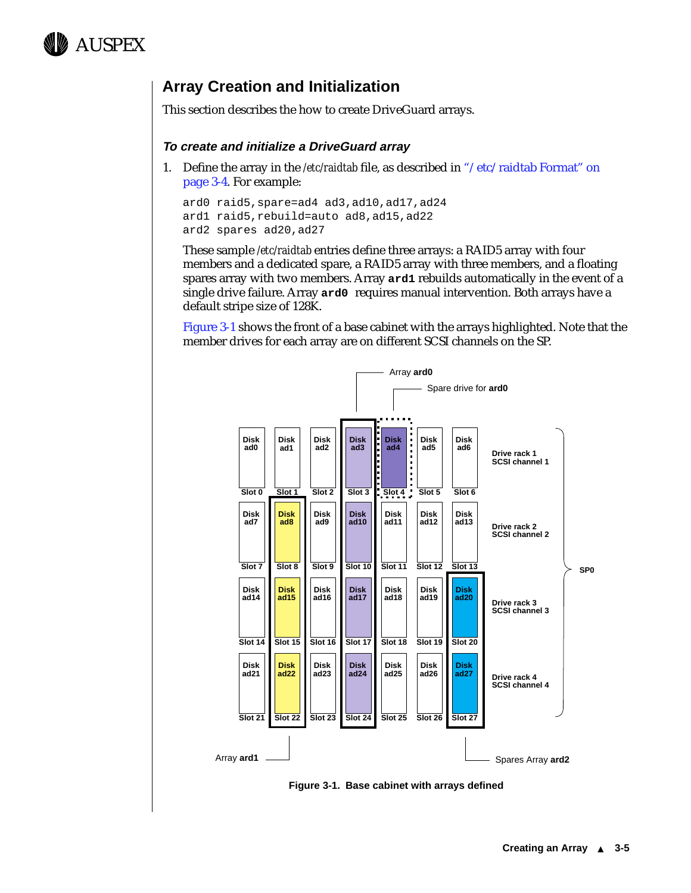## Array Creation and Initialization

This section describes the how to create DriveGuard arrays.

### *To create and initialize a DriveGuard array*

1. Define the array in the /etc/raidtab file, as described in "/etc/raidtab Format" on page 3-4. For example:

   ```
   ard0 raid5,spare=ad4 ad3,ad10,ad17,ad24
   ard1 raid5,rebuild=auto ad8,ad15,ad22
   ard2 spares ad20,ad27
   ```

   These sample /etc/raidtab entries define three arrays: a RAID5 array with four members and a dedicated spare, a RAID5 array with three members, and a floating spares array with two members. Array **ard1** rebuilds automatically in the event of a single drive failure. Array **ard0** requires manual intervention. Both arrays have a default stripe size of 128K.

   Figure 3-1 shows the front of a base cabinet with the arrays highlighted. Note that the member drives for each array are on different SCSI channels on the SP.

| Slot 0 | Slot 1 | Slot 2 | Slot 3 | Slot 4 | Slot 5 | Slot 6 | |
|---|---|---|---|---|---|---|---|
| Disk ad0 | Disk ad1 | Disk ad2 | Disk ad3 | Disk ad4 | Disk ad5 | Disk ad6 | Drive rack 1 SCSI channel 1 |
| Disk ad7 (Slot 7) | Disk ad8 (Slot 8) | Disk ad9 (Slot 9) | Disk ad10 (Slot 10) | Disk ad11 (Slot 11) | Disk ad12 (Slot 12) | Disk ad13 (Slot 13) | Drive rack 2 SCSI channel 2 |
| Disk ad14 (Slot 14) | Disk ad15 (Slot 15) | Disk ad16 (Slot 16) | Disk ad17 (Slot 17) | Disk ad18 (Slot 18) | Disk ad19 (Slot 19) | Disk ad20 (Slot 20) | Drive rack 3 SCSI channel 3 |
| Disk ad21 (Slot 21) | Disk ad22 (Slot 22) | Disk ad23 (Slot 23) | Disk ad24 (Slot 24) | Disk ad25 (Slot 25) | Disk ad26 (Slot 26) | Disk ad27 (Slot 27) | Drive rack 4 SCSI channel 4 |

Array **ard0** (ad3, ad10, ad17, ad24); Spare drive for **ard0** (ad4); Array **ard1** (ad8, ad15, ad22); Spares Array **ard2** (ad20, ad27); all drive racks on SP0.

**Figure 3-1. Base cabinet with arrays defined**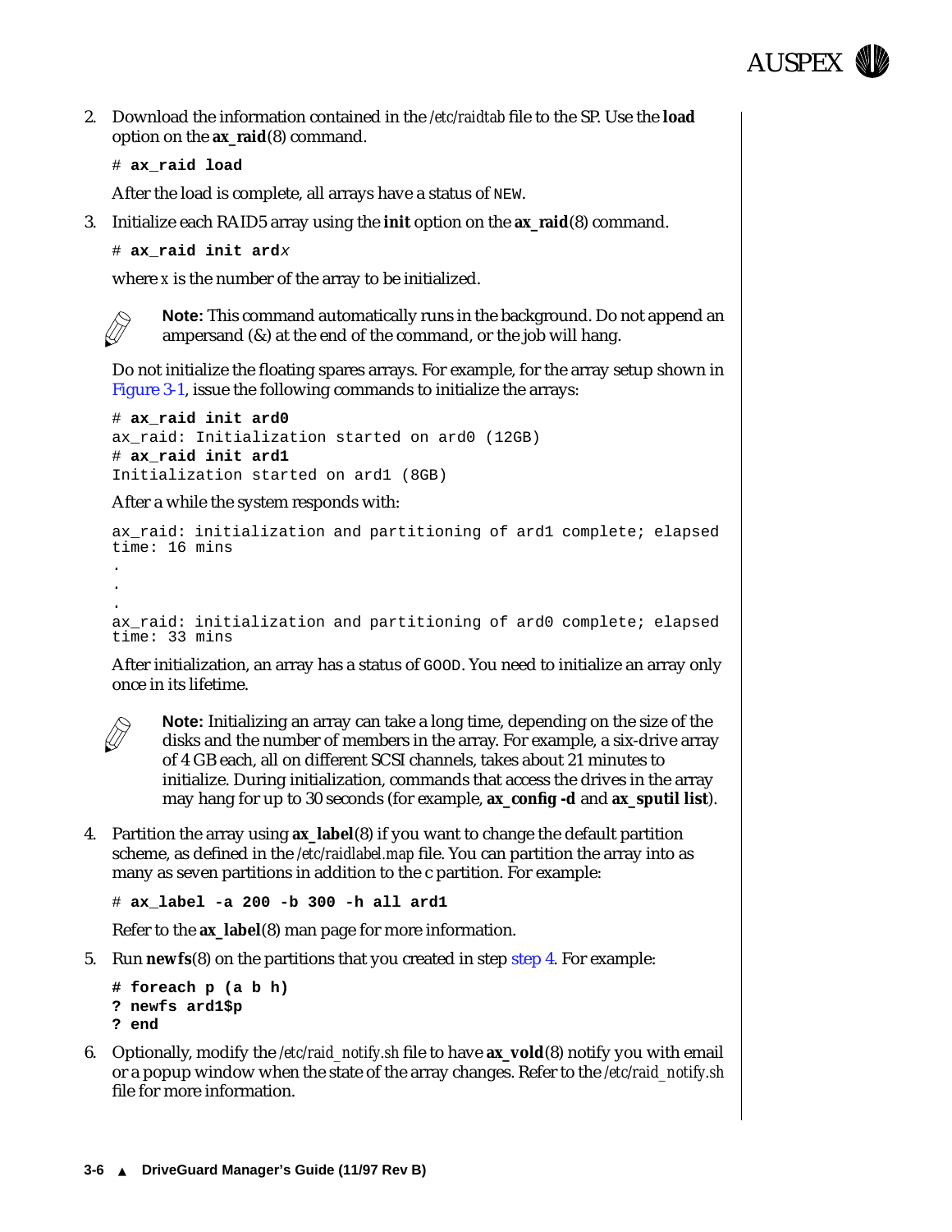2. Download the information contained in the */etc/raidtab* file to the SP. Use the **load** option on the **ax_raid**(8) command.

   ```
   # ax_raid load
   ```

   After the load is complete, all arrays have a status of `NEW`.

3. Initialize each RAID5 array using the **init** option on the **ax_raid**(8) command.

   ```
   # ax_raid init ardx
   ```

   where *x* is the number of the array to be initialized.

   **Note:** This command automatically runs in the background. Do not append an ampersand (&) at the end of the command, or the job will hang.

   Do not initialize the floating spares arrays. For example, for the array setup shown in Figure 3-1, issue the following commands to initialize the arrays:

   ```
   # ax_raid init ard0
   ax_raid: Initialization started on ard0 (12GB)
   # ax_raid init ard1
   Initialization started on ard1 (8GB)
   ```

   After a while the system responds with:

   ```
   ax_raid: initialization and partitioning of ard1 complete; elapsed
   time: 16 mins
   .
   .
   .
   ax_raid: initialization and partitioning of ard0 complete; elapsed
   time: 33 mins
   ```

   After initialization, an array has a status of `GOOD`. You need to initialize an array only once in its lifetime.

   **Note:** Initializing an array can take a long time, depending on the size of the disks and the number of members in the array. For example, a six-drive array of 4 GB each, all on different SCSI channels, takes about 21 minutes to initialize. During initialization, commands that access the drives in the array may hang for up to 30 seconds (for example, **ax_config -d** and **ax_sputil list**).

4. Partition the array using **ax_label**(8) if you want to change the default partition scheme, as defined in the */etc/raidlabel.map* file. You can partition the array into as many as seven partitions in addition to the c partition. For example:

   ```
   # ax_label -a 200 -b 300 -h all ard1
   ```

   Refer to the **ax_label**(8) man page for more information.

5. Run **newfs**(8) on the partitions that you created in step step 4. For example:

   ```
   # foreach p (a b h)
   ? newfs ard1$p
   ? end
   ```

6. Optionally, modify the */etc/raid_notify.sh* file to have **ax_vold**(8) notify you with email or a popup window when the state of the array changes. Refer to the */etc/raid_notify.sh* file for more information.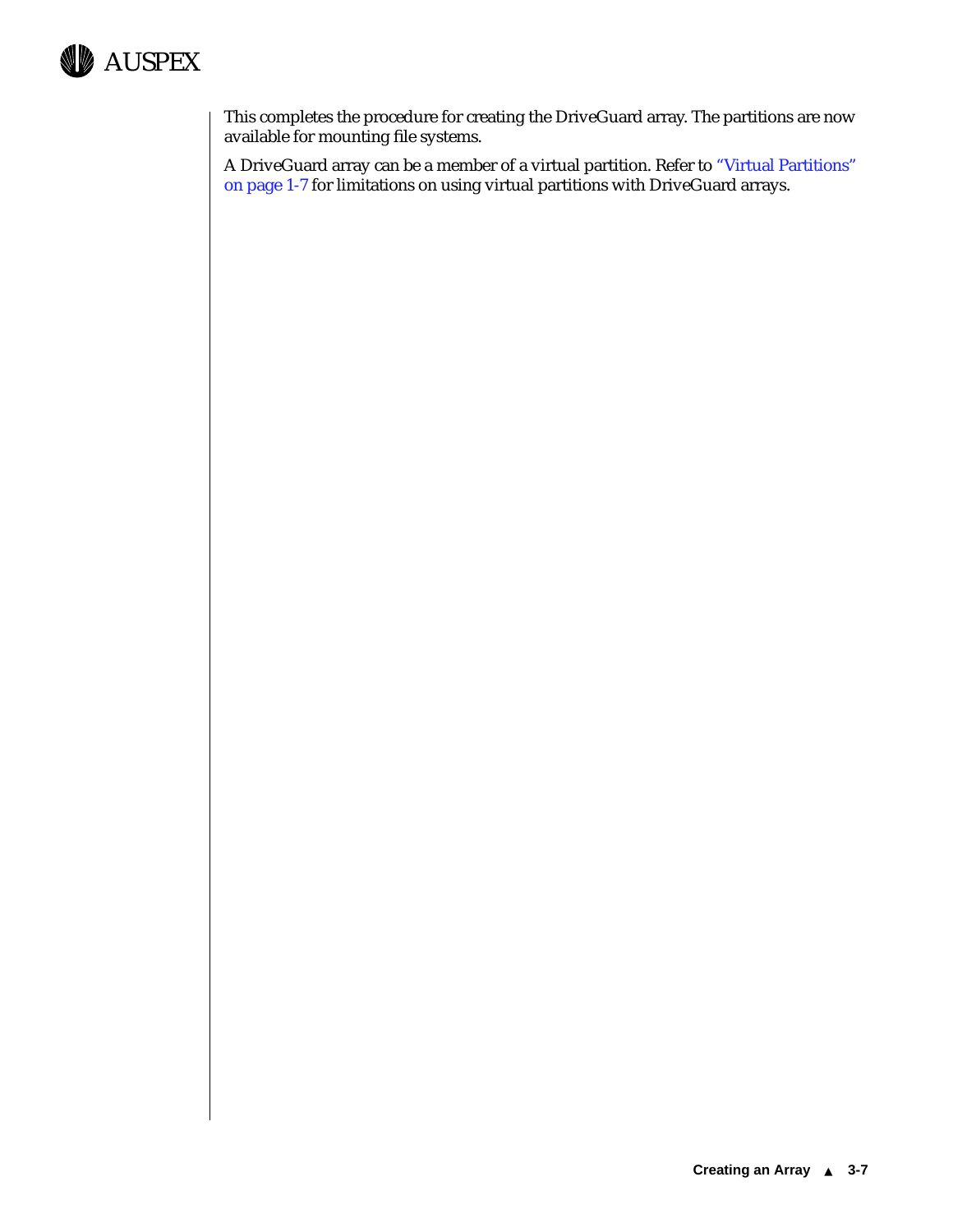This completes the procedure for creating the DriveGuard array. The partitions are now available for mounting file systems.

A DriveGuard array can be a member of a virtual partition. Refer to "Virtual Partitions" on page 1-7 for limitations on using virtual partitions with DriveGuard arrays.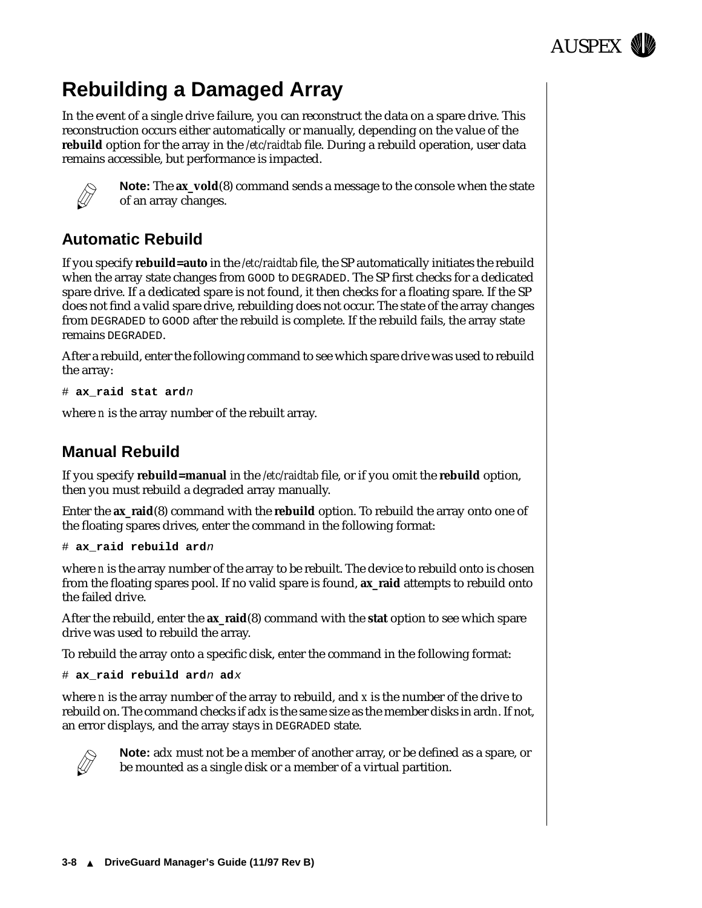# Rebuilding a Damaged Array

In the event of a single drive failure, you can reconstruct the data on a spare drive. This reconstruction occurs either automatically or manually, depending on the value of the **rebuild** option for the array in the */etc/raidtab* file. During a rebuild operation, user data remains accessible, but performance is impacted.

**Note:** The **ax_vold**(8) command sends a message to the console when the state of an array changes.

## Automatic Rebuild

If you specify **rebuild=auto** in the */etc/raidtab* file, the SP automatically initiates the rebuild when the array state changes from `GOOD` to `DEGRADED`. The SP first checks for a dedicated spare drive. If a dedicated spare is not found, it then checks for a floating spare. If the SP does not find a valid spare drive, rebuilding does not occur. The state of the array changes from `DEGRADED` to `GOOD` after the rebuild is complete. If the rebuild fails, the array state remains `DEGRADED`.

After a rebuild, enter the following command to see which spare drive was used to rebuild the array:

```
# ax_raid stat ardn
```

where *n* is the array number of the rebuilt array.

## Manual Rebuild

If you specify **rebuild=manual** in the */etc/raidtab* file, or if you omit the **rebuild** option, then you must rebuild a degraded array manually.

Enter the **ax_raid**(8) command with the **rebuild** option. To rebuild the array onto one of the floating spares drives, enter the command in the following format:

```
# ax_raid rebuild ardn
```

where *n* is the array number of the array to be rebuilt. The device to rebuild onto is chosen from the floating spares pool. If no valid spare is found, **ax_raid** attempts to rebuild onto the failed drive.

After the rebuild, enter the **ax_raid**(8) command with the **stat** option to see which spare drive was used to rebuild the array.

To rebuild the array onto a specific disk, enter the command in the following format:

```
# ax_raid rebuild ardn adx
```

where *n* is the array number of the array to rebuild, and *x* is the number of the drive to rebuild on. The command checks if ad*x* is the same size as the member disks in ard*n*. If not, an error displays, and the array stays in `DEGRADED` state.

**Note:** ad*x* must not be a member of another array, or be defined as a spare, or be mounted as a single disk or a member of a virtual partition.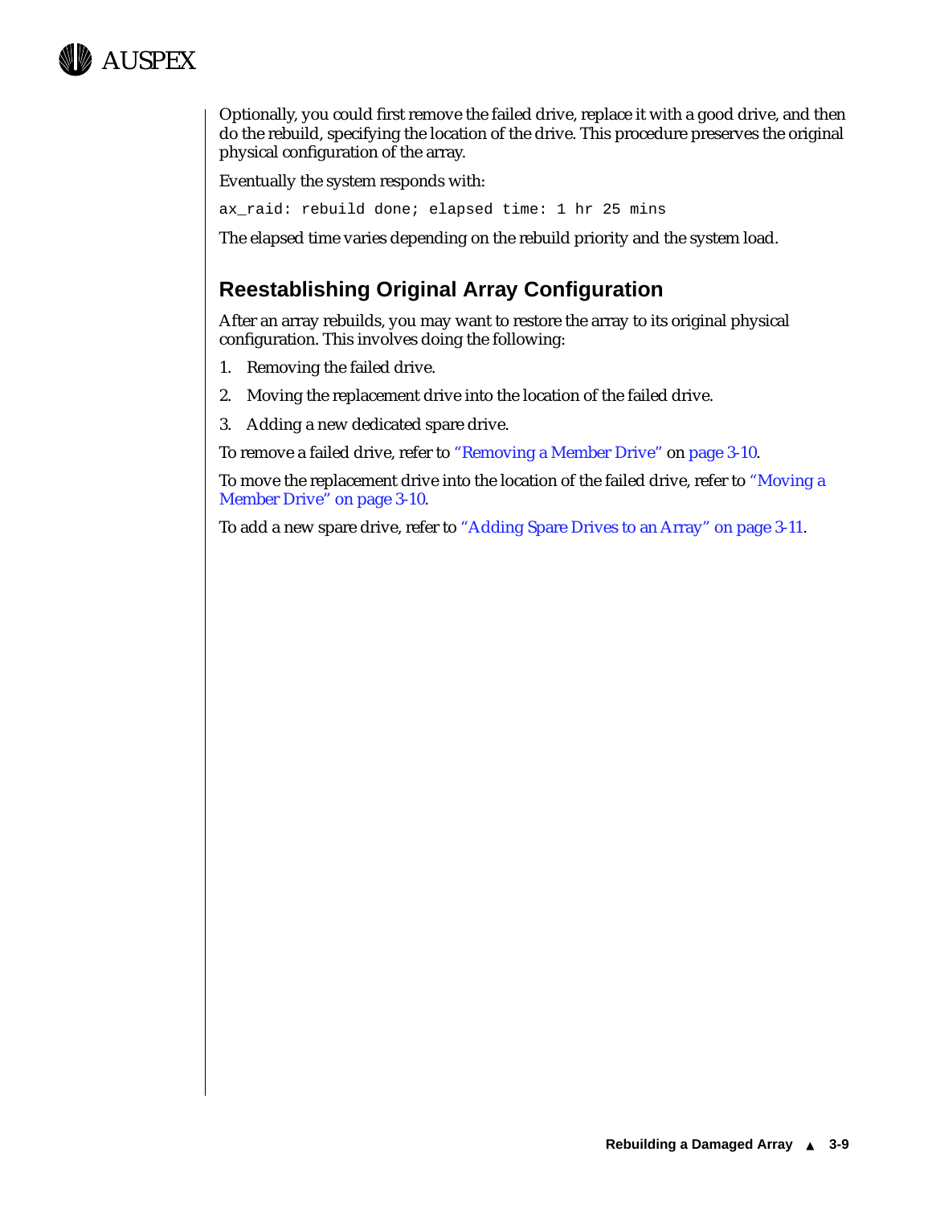Optionally, you could first remove the failed drive, replace it with a good drive, and then do the rebuild, specifying the location of the drive. This procedure preserves the original physical configuration of the array.

Eventually the system responds with:

```
ax_raid: rebuild done; elapsed time: 1 hr 25 mins
```

The elapsed time varies depending on the rebuild priority and the system load.

## Reestablishing Original Array Configuration

After an array rebuilds, you may want to restore the array to its original physical configuration. This involves doing the following:

1. Removing the failed drive.
2. Moving the replacement drive into the location of the failed drive.
3. Adding a new dedicated spare drive.

To remove a failed drive, refer to "Removing a Member Drive" on page 3-10.

To move the replacement drive into the location of the failed drive, refer to "Moving a Member Drive" on page 3-10.

To add a new spare drive, refer to "Adding Spare Drives to an Array" on page 3-11.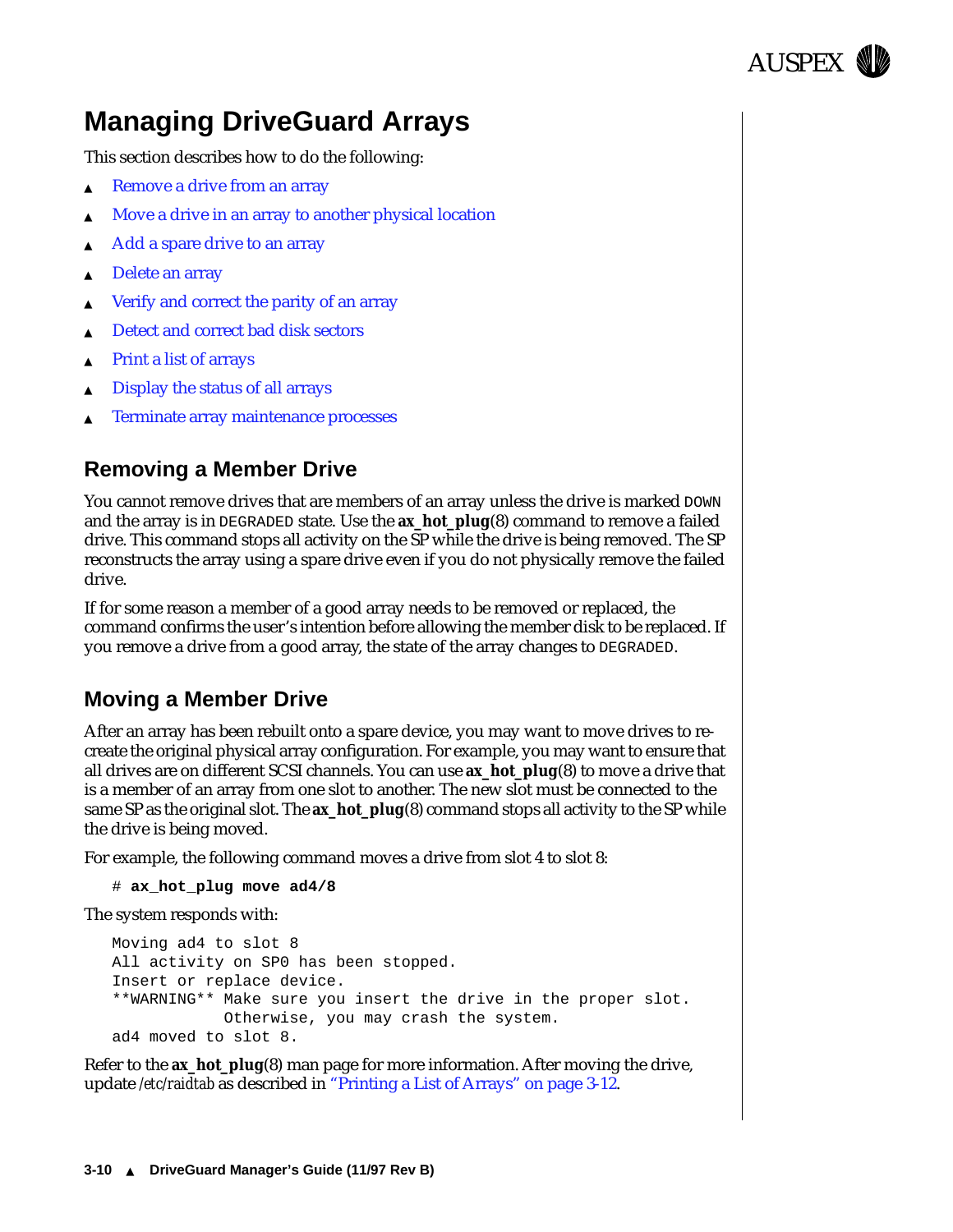# Managing DriveGuard Arrays

This section describes how to do the following:

- Remove a drive from an array
- Move a drive in an array to another physical location
- Add a spare drive to an array
- Delete an array
- Verify and correct the parity of an array
- Detect and correct bad disk sectors
- Print a list of arrays
- Display the status of all arrays
- Terminate array maintenance processes

## Removing a Member Drive

You cannot remove drives that are members of an array unless the drive is marked `DOWN` and the array is in `DEGRADED` state. Use the **ax_hot_plug**(8) command to remove a failed drive. This command stops all activity on the SP while the drive is being removed. The SP reconstructs the array using a spare drive even if you do not physically remove the failed drive.

If for some reason a member of a good array needs to be removed or replaced, the command confirms the user's intention before allowing the member disk to be replaced. If you remove a drive from a good array, the state of the array changes to `DEGRADED`.

## Moving a Member Drive

After an array has been rebuilt onto a spare device, you may want to move drives to re-create the original physical array configuration. For example, you may want to ensure that all drives are on different SCSI channels. You can use **ax_hot_plug**(8) to move a drive that is a member of an array from one slot to another. The new slot must be connected to the same SP as the original slot. The **ax_hot_plug**(8) command stops all activity to the SP while the drive is being moved.

For example, the following command moves a drive from slot 4 to slot 8:

```
# ax_hot_plug move ad4/8
```

The system responds with:

```
Moving ad4 to slot 8
All activity on SP0 has been stopped.
Insert or replace device.
**WARNING** Make sure you insert the drive in the proper slot.
            Otherwise, you may crash the system.
ad4 moved to slot 8.
```

Refer to the **ax_hot_plug**(8) man page for more information. After moving the drive, update */etc/raidtab* as described in "Printing a List of Arrays" on page 3-12.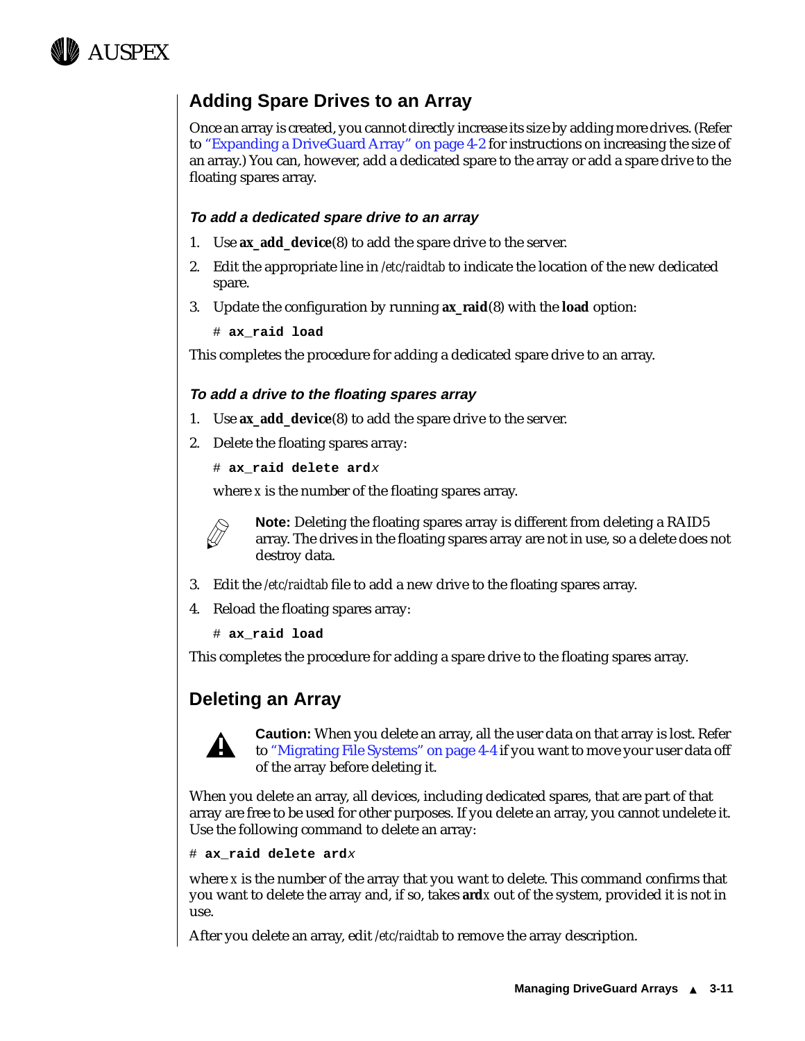## Adding Spare Drives to an Array

Once an array is created, you cannot directly increase its size by adding more drives. (Refer to "Expanding a DriveGuard Array" on page 4-2 for instructions on increasing the size of an array.) You can, however, add a dedicated spare to the array or add a spare drive to the floating spares array.

### *To add a dedicated spare drive to an array*

1. Use **ax_add_device**(8) to add the spare drive to the server.
2. Edit the appropriate line in */etc/raidtab* to indicate the location of the new dedicated spare.
3. Update the configuration by running **ax_raid**(8) with the **load** option:

```
# ax_raid load
```

This completes the procedure for adding a dedicated spare drive to an array.

### *To add a drive to the floating spares array*

1. Use **ax_add_device**(8) to add the spare drive to the server.
2. Delete the floating spares array:

   ```
   # ax_raid delete ardx
   ```

   where *x* is the number of the floating spares array.

   **Note:** Deleting the floating spares array is different from deleting a RAID5 array. The drives in the floating spares array are not in use, so a delete does not destroy data.

3. Edit the */etc/raidtab* file to add a new drive to the floating spares array.
4. Reload the floating spares array:

   ```
   # ax_raid load
   ```

This completes the procedure for adding a spare drive to the floating spares array.

## Deleting an Array

**Caution:** When you delete an array, all the user data on that array is lost. Refer to "Migrating File Systems" on page 4-4 if you want to move your user data off of the array before deleting it.

When you delete an array, all devices, including dedicated spares, that are part of that array are free to be used for other purposes. If you delete an array, you cannot undelete it. Use the following command to delete an array:

```
# ax_raid delete ardx
```

where *x* is the number of the array that you want to delete. This command confirms that you want to delete the array and, if so, takes **ard***x* out of the system, provided it is not in use.

After you delete an array, edit */etc/raidtab* to remove the array description.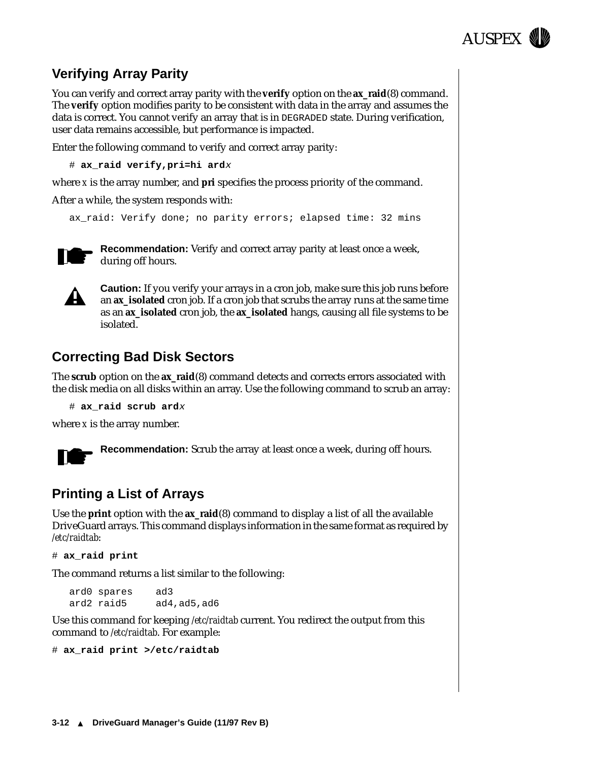## Verifying Array Parity

You can verify and correct array parity with the **verify** option on the **ax_raid**(8) command. The **verify** option modifies parity to be consistent with data in the array and assumes the data is correct. You cannot verify an array that is in DEGRADED state. During verification, user data remains accessible, but performance is impacted.

Enter the following command to verify and correct array parity:

```
# ax_raid verify,pri=hi ardx
```

where *x* is the array number, and **pri** specifies the process priority of the command.

After a while, the system responds with:

```
ax_raid: Verify done; no parity errors; elapsed time: 32 mins
```

**Recommendation:** Verify and correct array parity at least once a week, during off hours.

**Caution:** If you verify your arrays in a cron job, make sure this job runs before an **ax_isolated** cron job. If a cron job that scrubs the array runs at the same time as an **ax_isolated** cron job, the **ax_isolated** hangs, causing all file systems to be isolated.

## Correcting Bad Disk Sectors

The **scrub** option on the **ax_raid**(8) command detects and corrects errors associated with the disk media on all disks within an array. Use the following command to scrub an array:

```
# ax_raid scrub ardx
```

where *x* is the array number.

**Recommendation:** Scrub the array at least once a week, during off hours.

## Printing a List of Arrays

Use the **print** option with the **ax_raid**(8) command to display a list of all the available DriveGuard arrays. This command displays information in the same format as required by */etc/raidtab*:

```
# ax_raid print
```

The command returns a list similar to the following:

```
ard0 spares    ad3
ard2 raid5     ad4,ad5,ad6
```

Use this command for keeping */etc/raidtab* current. You redirect the output from this command to */etc/raidtab*. For example:

```
# ax_raid print >/etc/raidtab
```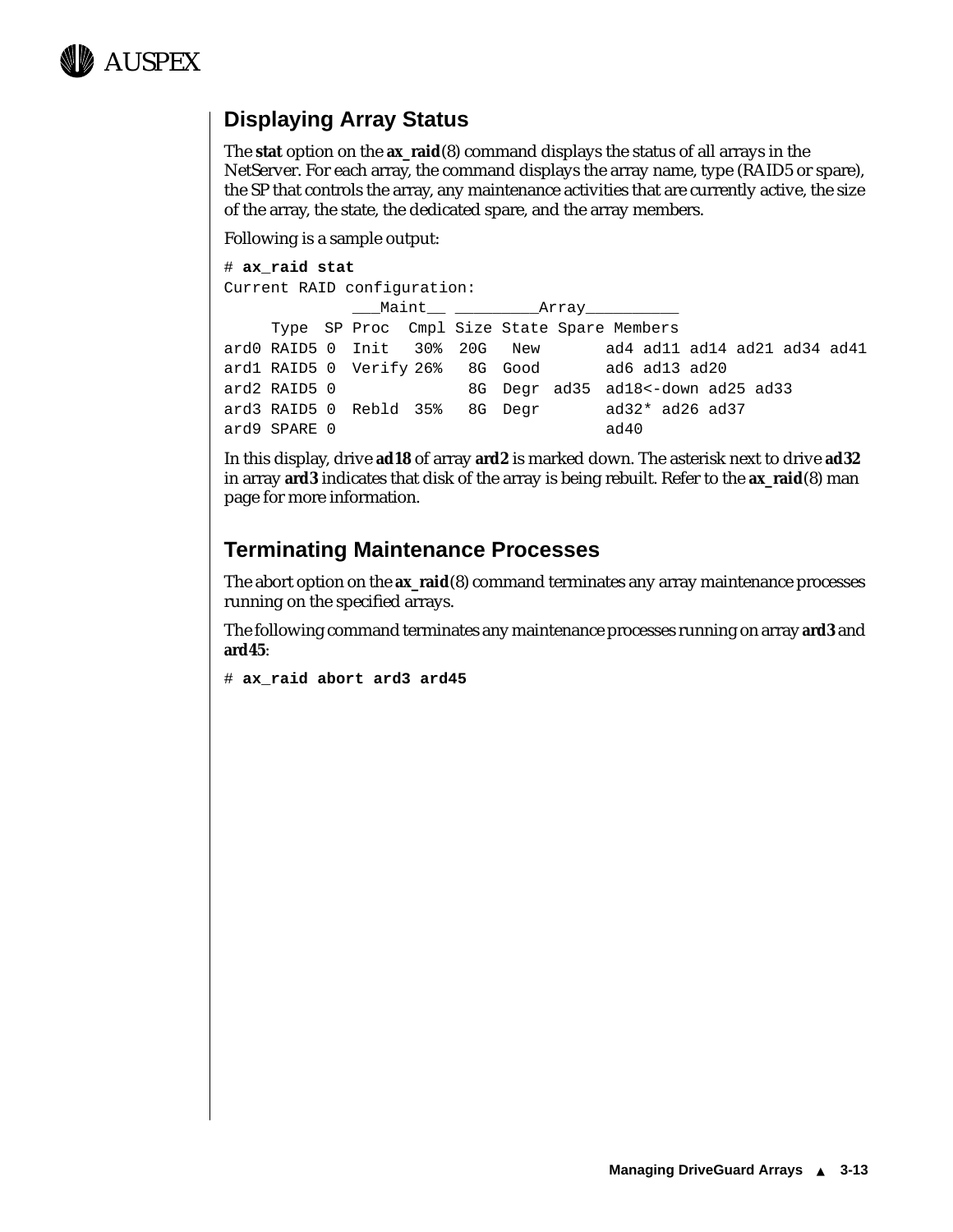## Displaying Array Status

The **stat** option on the **ax_raid**(8) command displays the status of all arrays in the NetServer. For each array, the command displays the array name, type (RAID5 or spare), the SP that controls the array, any maintenance activities that are currently active, the size of the array, the state, the dedicated spare, and the array members.

Following is a sample output:

```
# ax_raid stat
Current RAID configuration:
              ___Maint__ _________Array__________
     Type  SP Proc  Cmpl Size State Spare Members
ard0 RAID5 0  Init   30%  20G   New       ad4 ad11 ad14 ad21 ad34 ad41
ard1 RAID5 0  Verify 26%   8G  Good       ad6 ad13 ad20
ard2 RAID5 0               8G  Degr  ad35  ad18<-down ad25 ad33
ard3 RAID5 0  Rebld  35%   8G  Degr       ad32* ad26 ad37
ard9 SPARE 0                              ad40
```

In this display, drive **ad18** of array **ard2** is marked down. The asterisk next to drive **ad32** in array **ard3** indicates that disk of the array is being rebuilt. Refer to the **ax_raid**(8) man page for more information.

## Terminating Maintenance Processes

The abort option on the **ax_raid**(8) command terminates any array maintenance processes running on the specified arrays.

The following command terminates any maintenance processes running on array **ard3** and **ard45**:

```
# ax_raid abort ard3 ard45
```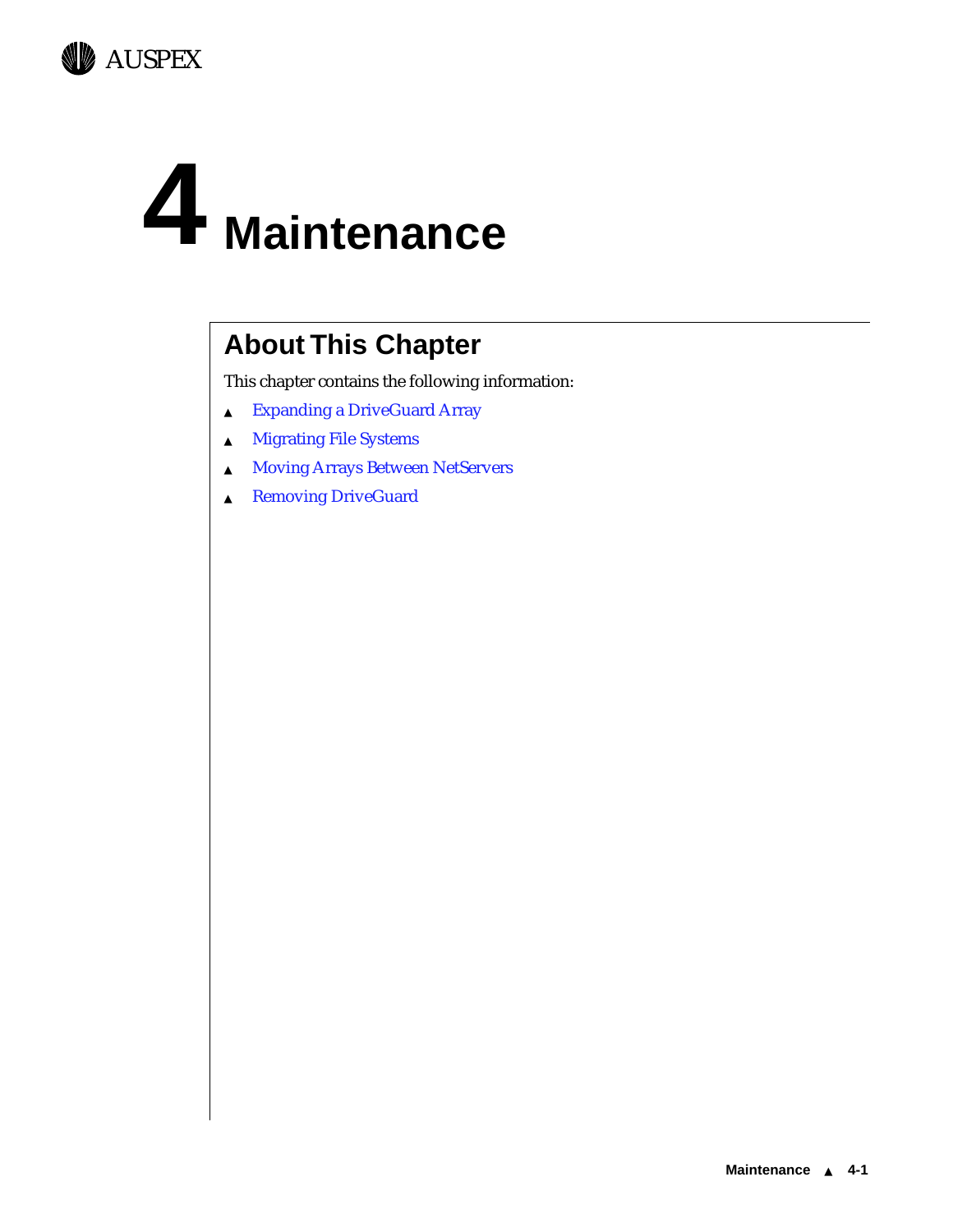# 4 Maintenance

## About This Chapter

This chapter contains the following information:

- Expanding a DriveGuard Array
- Migrating File Systems
- Moving Arrays Between NetServers
- Removing DriveGuard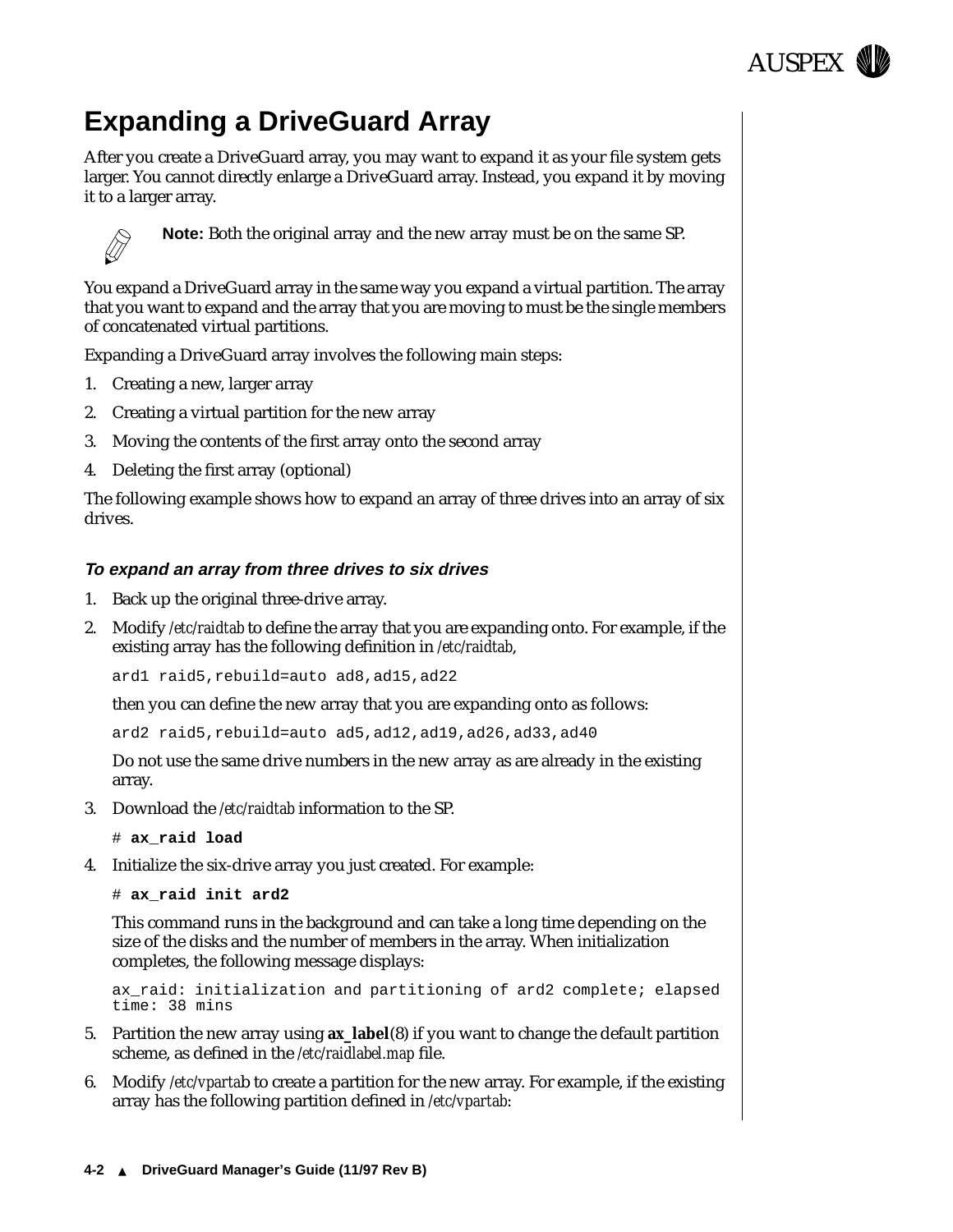# Expanding a DriveGuard Array

After you create a DriveGuard array, you may want to expand it as your file system gets larger. You cannot directly enlarge a DriveGuard array. Instead, you expand it by moving it to a larger array.

**Note:** Both the original array and the new array must be on the same SP.

You expand a DriveGuard array in the same way you expand a virtual partition. The array that you want to expand and the array that you are moving to must be the single members of concatenated virtual partitions.

Expanding a DriveGuard array involves the following main steps:

1. Creating a new, larger array
2. Creating a virtual partition for the new array
3. Moving the contents of the first array onto the second array
4. Deleting the first array (optional)

The following example shows how to expand an array of three drives into an array of six drives.

### *To expand an array from three drives to six drives*

1. Back up the original three-drive array.
2. Modify */etc/raidtab* to define the array that you are expanding onto. For example, if the existing array has the following definition in */etc/raidtab*,

   ```
   ard1 raid5,rebuild=auto ad8,ad15,ad22
   ```

   then you can define the new array that you are expanding onto as follows:

   ```
   ard2 raid5,rebuild=auto ad5,ad12,ad19,ad26,ad33,ad40
   ```

   Do not use the same drive numbers in the new array as are already in the existing array.
3. Download the */etc/raidtab* information to the SP.

   ```
   # ax_raid load
   ```
4. Initialize the six-drive array you just created. For example:

   ```
   # ax_raid init ard2
   ```

   This command runs in the background and can take a long time depending on the size of the disks and the number of members in the array. When initialization completes, the following message displays:

   ```
   ax_raid: initialization and partitioning of ard2 complete; elapsed
   time: 38 mins
   ```
5. Partition the new array using **ax_label**(8) if you want to change the default partition scheme, as defined in the */etc/raidlabel.map* file.
6. Modify */etc/vpartab* to create a partition for the new array. For example, if the existing array has the following partition defined in */etc/vpartab*: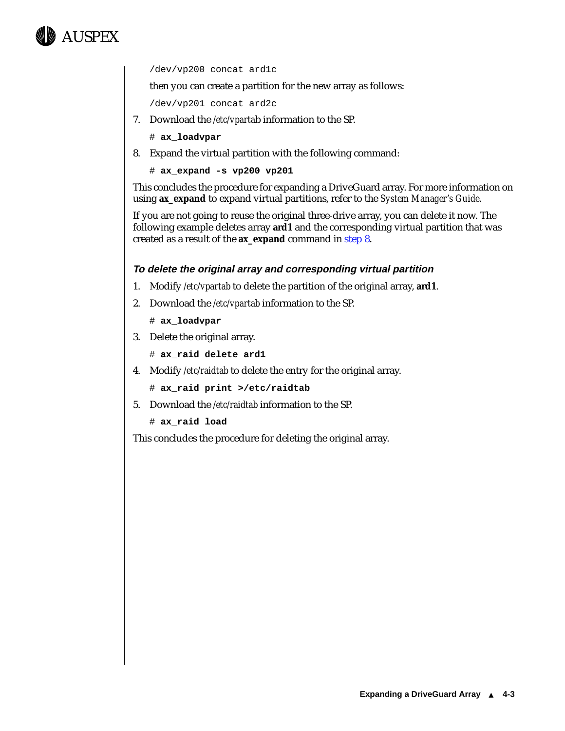```
/dev/vp200 concat ard1c
```

then you can create a partition for the new array as follows:

```
/dev/vp201 concat ard2c
```

7. Download the */etc/vpartab* information to the SP.

   ```
   # ax_loadvpar
   ```

8. Expand the virtual partition with the following command:

   ```
   # ax_expand -s vp200 vp201
   ```

This concludes the procedure for expanding a DriveGuard array. For more information on using **ax_expand** to expand virtual partitions, refer to the *System Manager's Guide*.

If you are not going to reuse the original three-drive array, you can delete it now. The following example deletes array **ard1** and the corresponding virtual partition that was created as a result of the **ax_expand** command in step 8.

### *To delete the original array and corresponding virtual partition*

1. Modify */etc/vpartab* to delete the partition of the original array, **ard1**.
2. Download the */etc/vpartab* information to the SP.

   ```
   # ax_loadvpar
   ```

3. Delete the original array.

   ```
   # ax_raid delete ard1
   ```

4. Modify */etc/raidtab* to delete the entry for the original array.

   ```
   # ax_raid print >/etc/raidtab
   ```

5. Download the */etc/raidtab* information to the SP.

   ```
   # ax_raid load
   ```

This concludes the procedure for deleting the original array.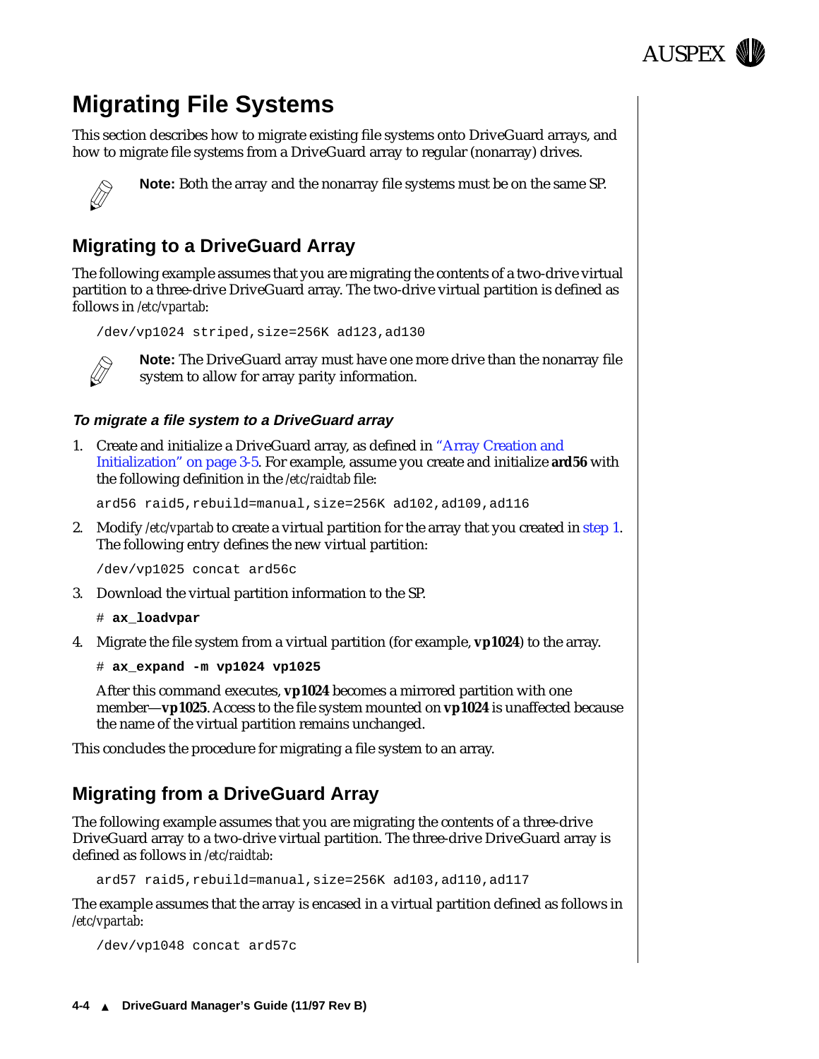# Migrating File Systems

This section describes how to migrate existing file systems onto DriveGuard arrays, and how to migrate file systems from a DriveGuard array to regular (nonarray) drives.

**Note:** Both the array and the nonarray file systems must be on the same SP.

## Migrating to a DriveGuard Array

The following example assumes that you are migrating the contents of a two-drive virtual partition to a three-drive DriveGuard array. The two-drive virtual partition is defined as follows in */etc/vpartab*:

```
/dev/vp1024 striped,size=256K ad123,ad130
```

**Note:** The DriveGuard array must have one more drive than the nonarray file system to allow for array parity information.

### *To migrate a file system to a DriveGuard array*

1. Create and initialize a DriveGuard array, as defined in "Array Creation and Initialization" on page 3-5. For example, assume you create and initialize **ard56** with the following definition in the */etc/raidtab* file:

   ```
   ard56 raid5,rebuild=manual,size=256K ad102,ad109,ad116
   ```

2. Modify */etc/vpartab* to create a virtual partition for the array that you created in step 1. The following entry defines the new virtual partition:

   ```
   /dev/vp1025 concat ard56c
   ```

3. Download the virtual partition information to the SP.

   ```
   # ax_loadvpar
   ```

4. Migrate the file system from a virtual partition (for example, **vp1024**) to the array.

   ```
   # ax_expand -m vp1024 vp1025
   ```

   After this command executes, **vp1024** becomes a mirrored partition with one member—**vp1025**. Access to the file system mounted on **vp1024** is unaffected because the name of the virtual partition remains unchanged.

This concludes the procedure for migrating a file system to an array.

## Migrating from a DriveGuard Array

The following example assumes that you are migrating the contents of a three-drive DriveGuard array to a two-drive virtual partition. The three-drive DriveGuard array is defined as follows in */etc/raidtab*:

```
ard57 raid5,rebuild=manual,size=256K ad103,ad110,ad117
```

The example assumes that the array is encased in a virtual partition defined as follows in */etc/vpartab*:

```
/dev/vp1048 concat ard57c
```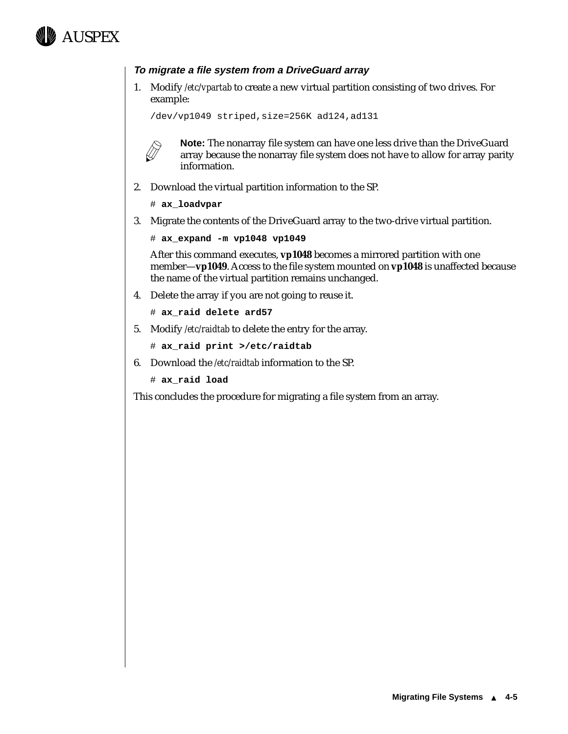### *To migrate a file system from a DriveGuard array*

1. Modify */etc/vpartab* to create a new virtual partition consisting of two drives. For example:

   ```
   /dev/vp1049 striped,size=256K ad124,ad131
   ```

   **Note:** The nonarray file system can have one less drive than the DriveGuard array because the nonarray file system does not have to allow for array parity information.

2. Download the virtual partition information to the SP.

   ```
   # ax_loadvpar
   ```

3. Migrate the contents of the DriveGuard array to the two-drive virtual partition.

   ```
   # ax_expand -m vp1048 vp1049
   ```

   After this command executes, **vp1048** becomes a mirrored partition with one member—**vp1049**. Access to the file system mounted on **vp1048** is unaffected because the name of the virtual partition remains unchanged.

4. Delete the array if you are not going to reuse it.

   ```
   # ax_raid delete ard57
   ```

5. Modify */etc/raidtab* to delete the entry for the array.

   ```
   # ax_raid print >/etc/raidtab
   ```

6. Download the */etc/raidtab* information to the SP.

   ```
   # ax_raid load
   ```

This concludes the procedure for migrating a file system from an array.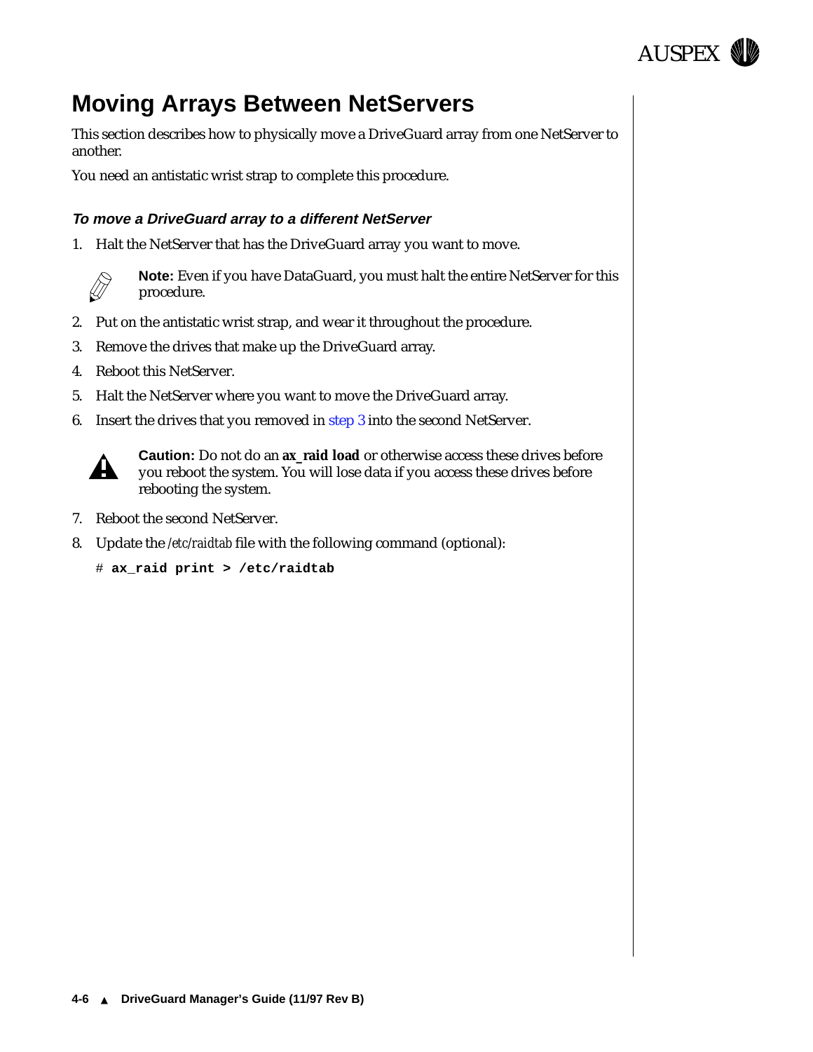# Moving Arrays Between NetServers

This section describes how to physically move a DriveGuard array from one NetServer to another.

You need an antistatic wrist strap to complete this procedure.

#### *To move a DriveGuard array to a different NetServer*

1. Halt the NetServer that has the DriveGuard array you want to move.

   **Note:** Even if you have DataGuard, you must halt the entire NetServer for this procedure.

2. Put on the antistatic wrist strap, and wear it throughout the procedure.
3. Remove the drives that make up the DriveGuard array.
4. Reboot this NetServer.
5. Halt the NetServer where you want to move the DriveGuard array.
6. Insert the drives that you removed in step 3 into the second NetServer.

   **Caution:** Do not do an **ax_raid load** or otherwise access these drives before you reboot the system. You will lose data if you access these drives before rebooting the system.

7. Reboot the second NetServer.
8. Update the */etc/raidtab* file with the following command (optional):

```
# ax_raid print > /etc/raidtab
```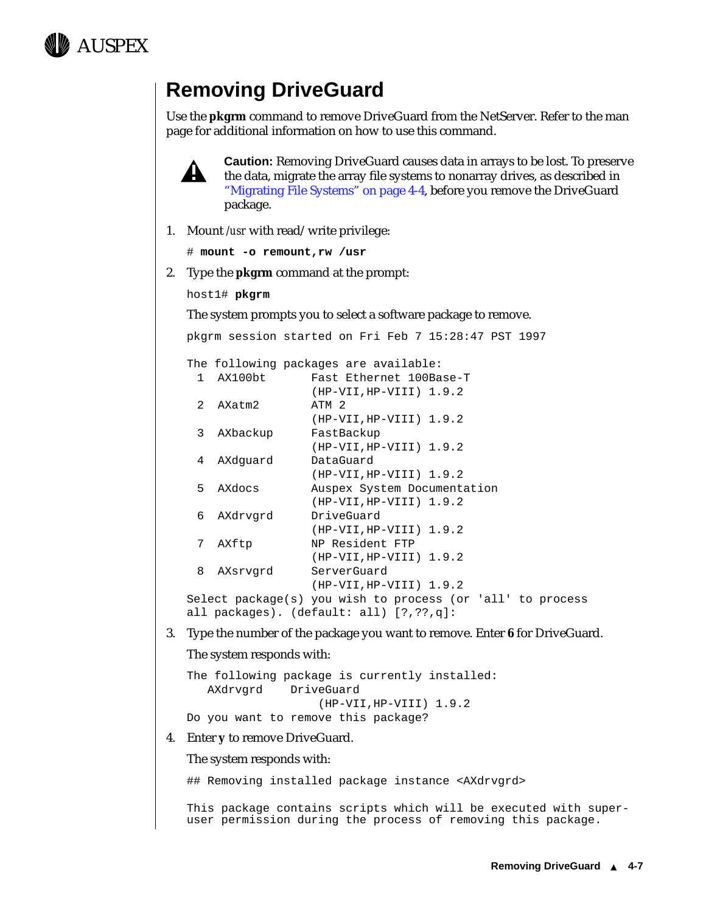## Removing DriveGuard

Use the **pkgrm** command to remove DriveGuard from the NetServer. Refer to the man page for additional information on how to use this command.

> **Caution:** Removing DriveGuard causes data in arrays to be lost. To preserve the data, migrate the array file systems to nonarray drives, as described in "Migrating File Systems" on page 4-4, before you remove the DriveGuard package.

1. Mount */usr* with read/write privilege:

   ```
   # mount -o remount,rw /usr
   ```

2. Type the **pkgrm** command at the prompt:

   ```
   host1# pkgrm
   ```

   The system prompts you to select a software package to remove.

   ```
   pkgrm session started on Fri Feb 7 15:28:47 PST 1997

   The following packages are available:
     1  AX100bt      Fast Ethernet 100Base-T
                     (HP-VII,HP-VIII) 1.9.2
     2  AXatm2       ATM 2
                     (HP-VII,HP-VIII) 1.9.2
     3  AXbackup     FastBackup
                     (HP-VII,HP-VIII) 1.9.2
     4  AXdguard     DataGuard
                     (HP-VII,HP-VIII) 1.9.2
     5  AXdocs       Auspex System Documentation
                     (HP-VII,HP-VIII) 1.9.2
     6  AXdrvgrd     DriveGuard
                     (HP-VII,HP-VIII) 1.9.2
     7  AXftp        NP Resident FTP
                     (HP-VII,HP-VIII) 1.9.2
     8  AXsrvgrd     ServerGuard
                     (HP-VII,HP-VIII) 1.9.2
   Select package(s) you wish to process (or 'all' to process
   all packages). (default: all) [?,??,q]:
   ```

3. Type the number of the package you want to remove. Enter **6** for DriveGuard.

   The system responds with:

   ```
   The following package is currently installed:
      AXdrvgrd    DriveGuard
                      (HP-VII,HP-VIII) 1.9.2
   Do you want to remove this package?
   ```

4. Enter **y** to remove DriveGuard.

   The system responds with:

   ```
   ## Removing installed package instance <AXdrvgrd>

   This package contains scripts which will be executed with super-
   user permission during the process of removing this package.
   ```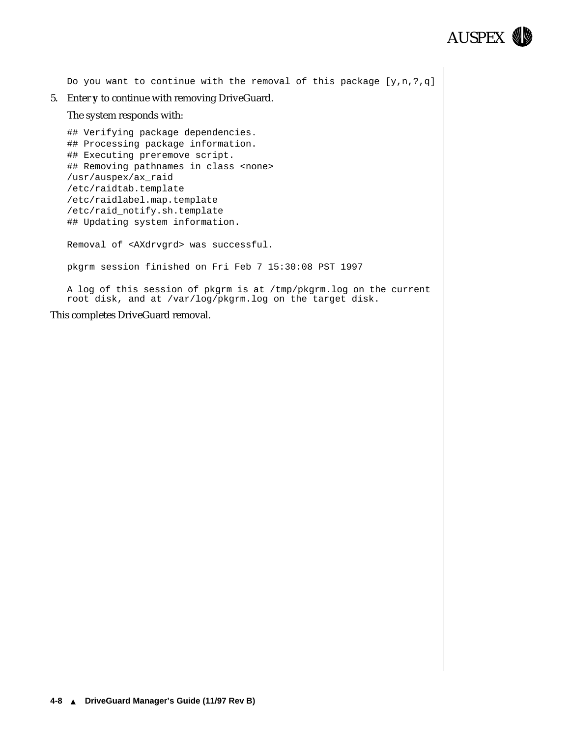```
Do you want to continue with the removal of this package [y,n,?,q]
```

5. Enter **y** to continue with removing DriveGuard.

   The system responds with:

```
## Verifying package dependencies.
## Processing package information.
## Executing preremove script.
## Removing pathnames in class <none>
/usr/auspex/ax_raid
/etc/raidtab.template
/etc/raidlabel.map.template
/etc/raid_notify.sh.template
## Updating system information.

Removal of <AXdrvgrd> was successful.

pkgrm session finished on Fri Feb 7 15:30:08 PST 1997

A log of this session of pkgrm is at /tmp/pkgrm.log on the current
root disk, and at /var/log/pkgrm.log on the target disk.
```

This completes DriveGuard removal.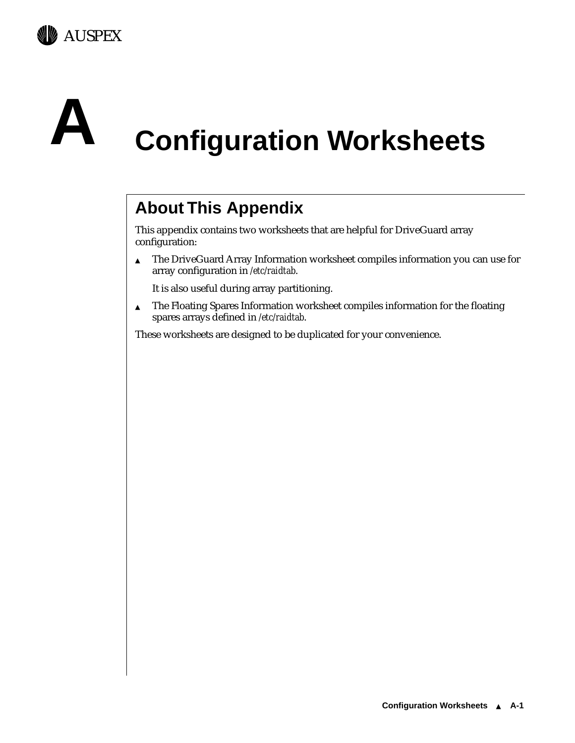# A Configuration Worksheets

## About This Appendix

This appendix contains two worksheets that are helpful for DriveGuard array configuration:

- The DriveGuard Array Information worksheet compiles information you can use for array configuration in */etc/raidtab*.

  It is also useful during array partitioning.

- The Floating Spares Information worksheet compiles information for the floating spares arrays defined in */etc/raidtab*.

These worksheets are designed to be duplicated for your convenience.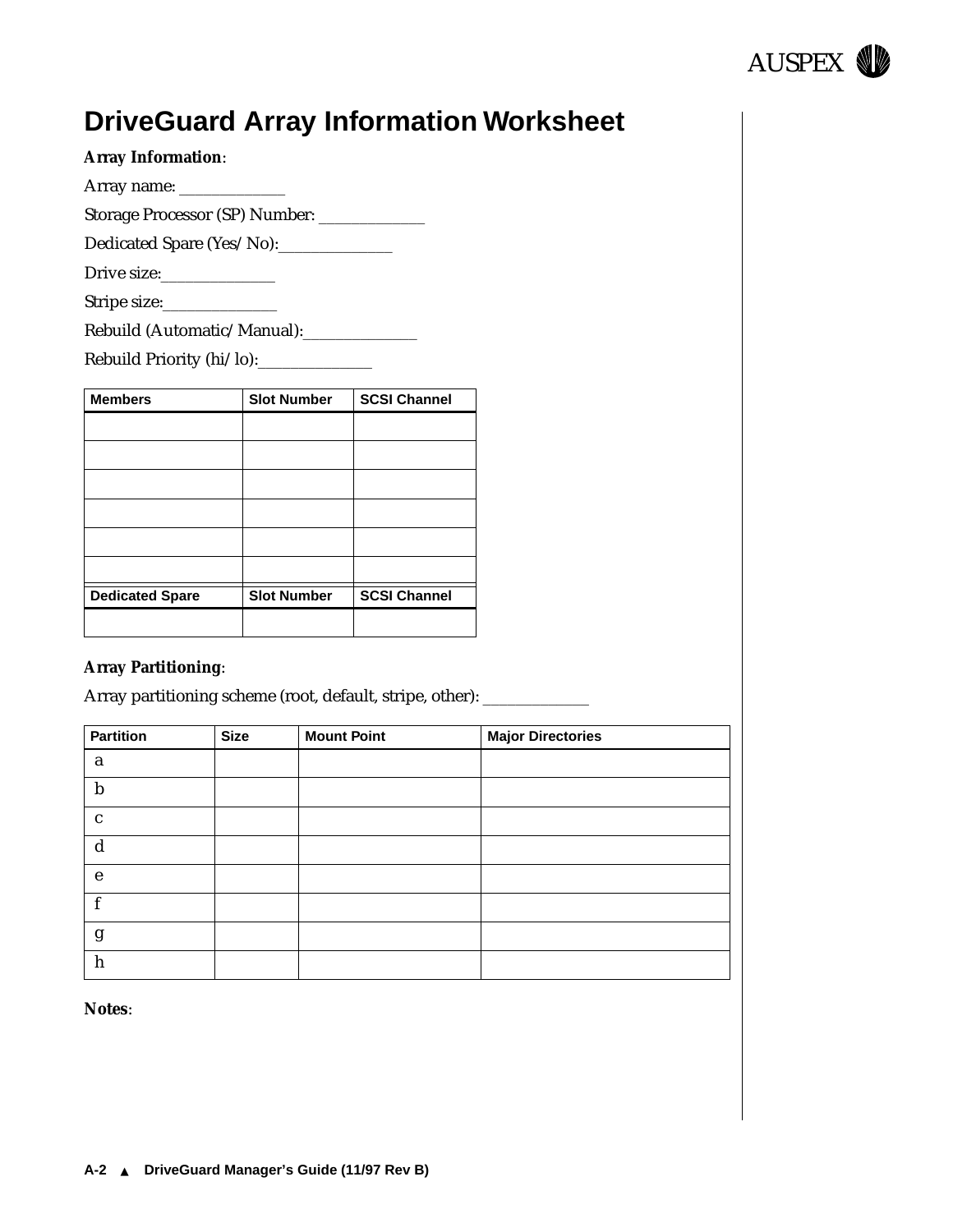# DriveGuard Array Information Worksheet

**Array Information**:

Array name: _____________

Storage Processor (SP) Number: _____________

Dedicated Spare (Yes/No):______________

Drive size:______________

Stripe size:______________

Rebuild (Automatic/Manual):______________

Rebuild Priority (hi/lo):______________

| Members | Slot Number | SCSI Channel |
|---|---|---|
| | | |
| | | |
| | | |
| | | |
| | | |
| | | |

| Dedicated Spare | Slot Number | SCSI Channel |
|---|---|---|
| | | |

**Array Partitioning**:

Array partitioning scheme (root, default, stripe, other): _____________

| Partition | Size | Mount Point | Major Directories |
|---|---|---|---|
| a | | | |
| b | | | |
| c | | | |
| d | | | |
| e | | | |
| f | | | |
| g | | | |
| h | | | |

**Notes**: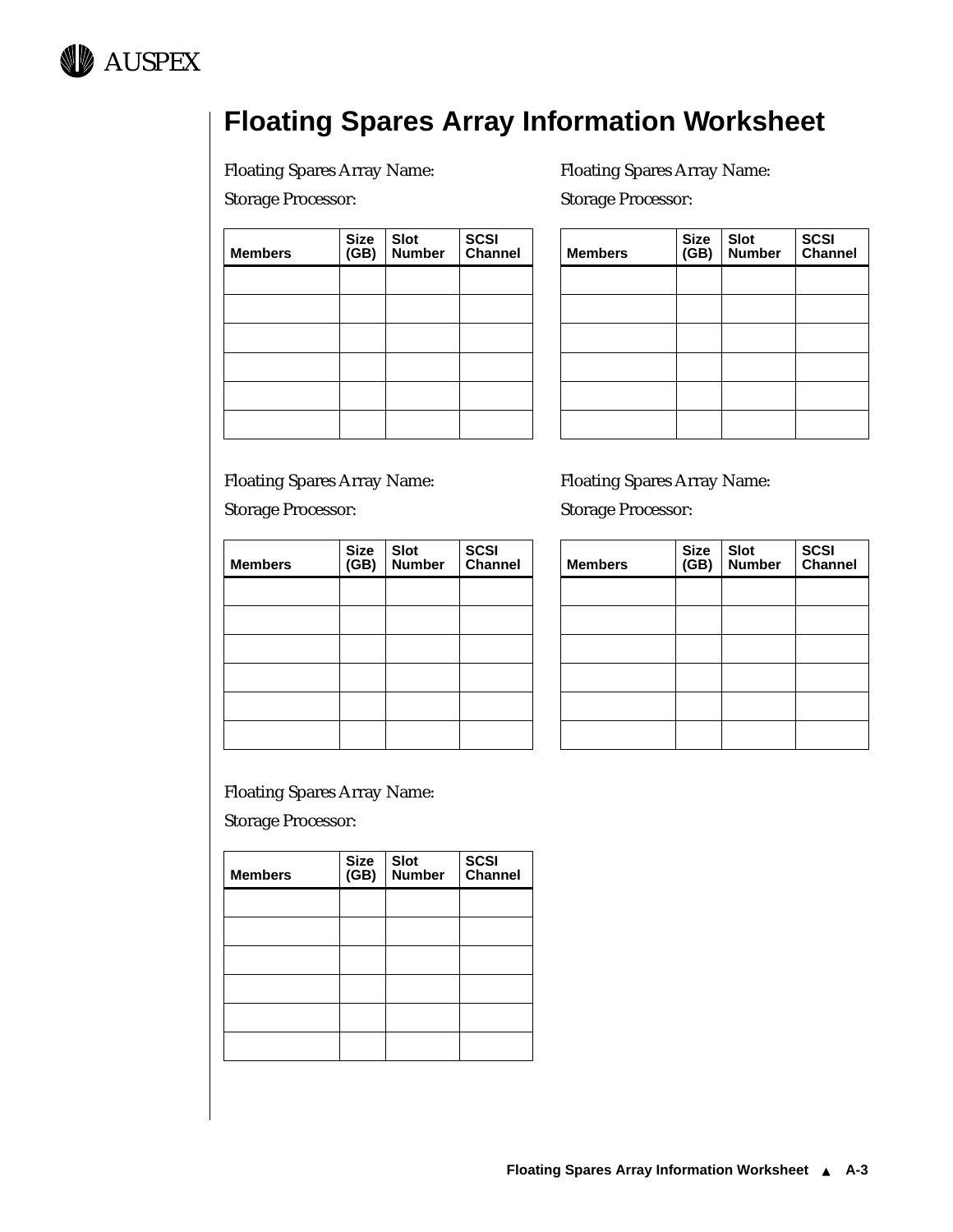# Floating Spares Array Information Worksheet

Floating Spares Array Name:

Storage Processor:

| Members | Size (GB) | Slot Number | SCSI Channel |
|---|---|---|---|
| | | | |
| | | | |
| | | | |
| | | | |
| | | | |
| | | | |

Floating Spares Array Name:

Storage Processor:

| Members | Size (GB) | Slot Number | SCSI Channel |
|---|---|---|---|
| | | | |
| | | | |
| | | | |
| | | | |
| | | | |
| | | | |

Floating Spares Array Name:

Storage Processor:

| Members | Size (GB) | Slot Number | SCSI Channel |
|---|---|---|---|
| | | | |
| | | | |
| | | | |
| | | | |
| | | | |
| | | | |

Floating Spares Array Name:

Storage Processor:

| Members | Size (GB) | Slot Number | SCSI Channel |
|---|---|---|---|
| | | | |
| | | | |
| | | | |
| | | | |
| | | | |
| | | | |

Floating Spares Array Name:

Storage Processor:

| Members | Size (GB) | Slot Number | SCSI Channel |
|---|---|---|---|
| | | | |
| | | | |
| | | | |
| | | | |
| | | | |
| | | | |